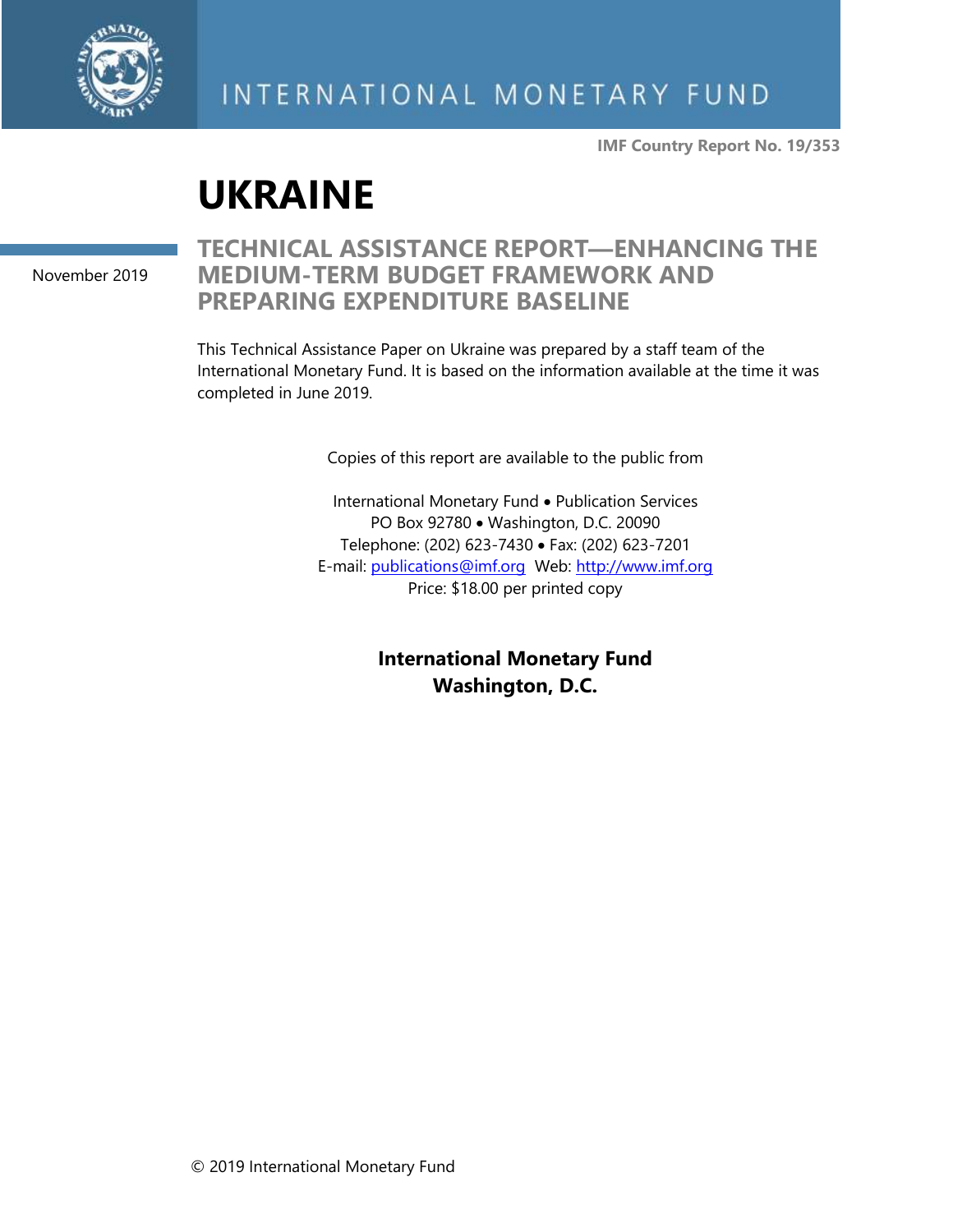INTERNATIONAL MONETARY FUND

**IMF Country Report No. 19/353**

# UKRAINE

November 2019

## TECHNICAL ASSISTANCE REPORT—ENHANCING THE MEDIUM-TERM BUDGET FRAMEWORK AND PREPARING EXPENDITURE BASELINE

This Technical Assistance Paper on Ukraine was prepared by a staff team of the International Monetary Fund. It is based on the information available at the time it was completed in June 2019.

Copies of this report are available to the public from

International Monetary Fund • Publication Services
PO Box 92780 • Washington, D.C. 20090
Telephone: (202) 623-7430 • Fax: (202) 623-7201
E-mail: publications@imf.org Web: http://www.imf.org
Price: $18.00 per printed copy

**International Monetary Fund**
**Washington, D.C.**

© 2019 International Monetary Fund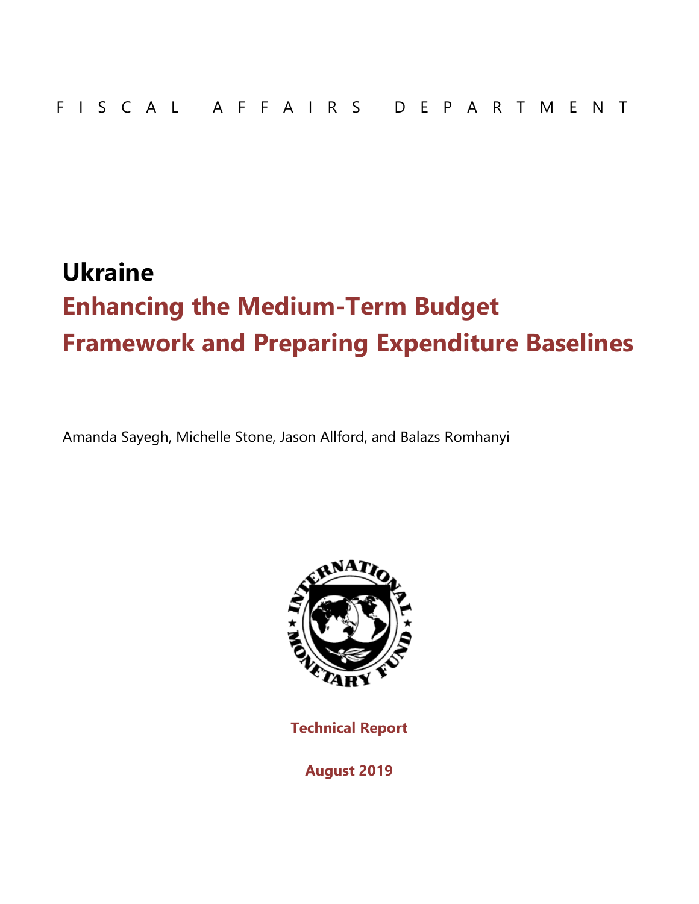FISCAL AFFAIRS DEPARTMENT

# Ukraine

## Enhancing the Medium-Term Budget Framework and Preparing Expenditure Baselines

Amanda Sayegh, Michelle Stone, Jason Allford, and Balazs Romhanyi

**Technical Report**

**August 2019**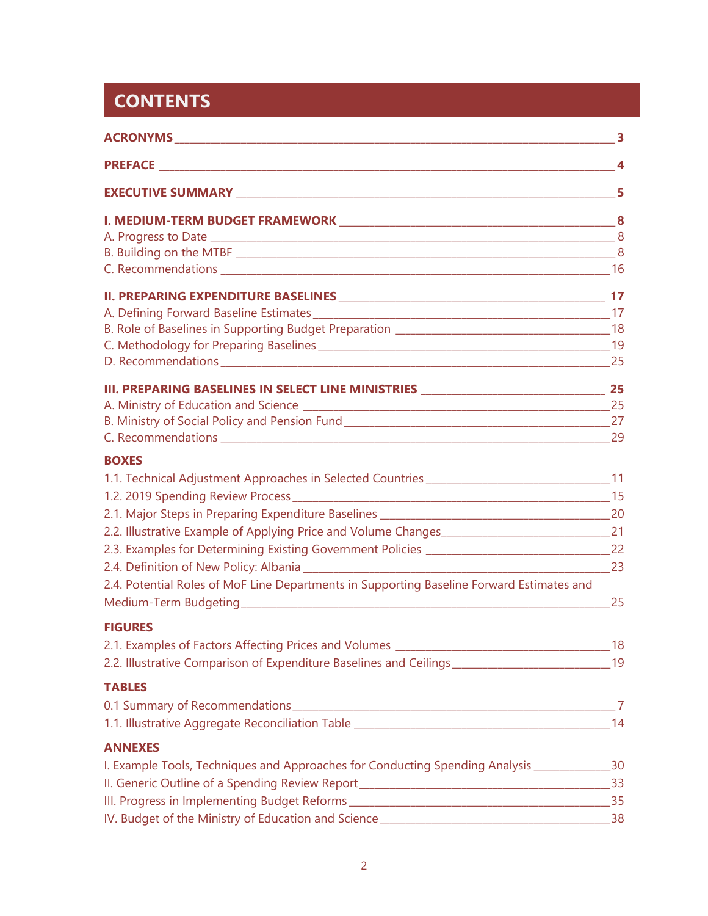# CONTENTS

**ACRONYMS** ______________________________ **3**

**PREFACE** ______________________________ **4**

**EXECUTIVE SUMMARY** ______________________________ **5**

**I. MEDIUM-TERM BUDGET FRAMEWORK** ______________________________ **8**
A. Progress to Date ______________________________ 8
B. Building on the MTBF ______________________________ 8
C. Recommendations ______________________________ 16

**II. PREPARING EXPENDITURE BASELINES** ______________________________ **17**
A. Defining Forward Baseline Estimates ______________________________ 17
B. Role of Baselines in Supporting Budget Preparation ______________________________ 18
C. Methodology for Preparing Baselines ______________________________ 19
D. Recommendations ______________________________ 25

**III. PREPARING BASELINES IN SELECT LINE MINISTRIES** ______________________________ **25**
A. Ministry of Education and Science ______________________________ 25
B. Ministry of Social Policy and Pension Fund ______________________________ 27
C. Recommendations ______________________________ 29

**BOXES**
1.1. Technical Adjustment Approaches in Selected Countries ______________________________ 11
1.2. 2019 Spending Review Process ______________________________ 15
2.1. Major Steps in Preparing Expenditure Baselines ______________________________ 20
2.2. Illustrative Example of Applying Price and Volume Changes ______________________________ 21
2.3. Examples for Determining Existing Government Policies ______________________________ 22
2.4. Definition of New Policy: Albania ______________________________ 23
2.4. Potential Roles of MoF Line Departments in Supporting Baseline Forward Estimates and Medium-Term Budgeting ______________________________ 25

**FIGURES**
2.1. Examples of Factors Affecting Prices and Volumes ______________________________ 18
2.2. Illustrative Comparison of Expenditure Baselines and Ceilings ______________________________ 19

**TABLES**
0.1 Summary of Recommendations ______________________________ 7
1.1. Illustrative Aggregate Reconciliation Table ______________________________ 14

**ANNEXES**
I. Example Tools, Techniques and Approaches for Conducting Spending Analysis ______________________________ 30
II. Generic Outline of a Spending Review Report ______________________________ 33
III. Progress in Implementing Budget Reforms ______________________________ 35
IV. Budget of the Ministry of Education and Science ______________________________ 38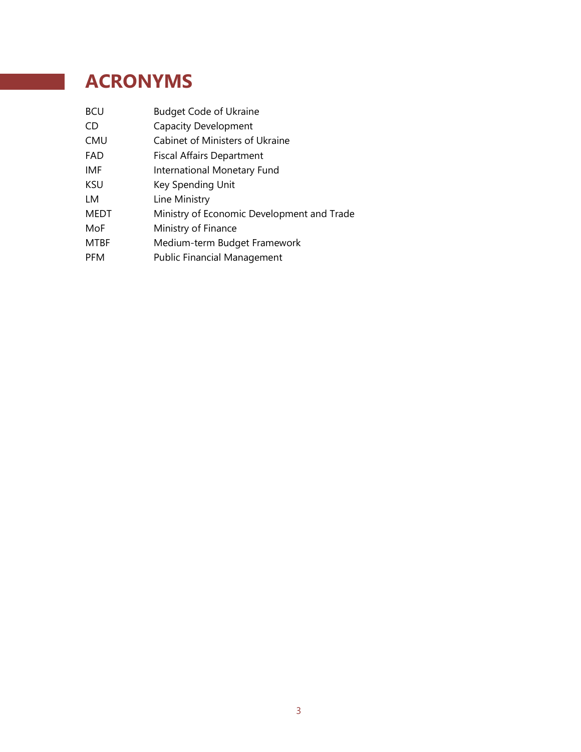# ACRONYMS

| | |
|---|---|
| BCU | Budget Code of Ukraine |
| CD | Capacity Development |
| CMU | Cabinet of Ministers of Ukraine |
| FAD | Fiscal Affairs Department |
| IMF | International Monetary Fund |
| KSU | Key Spending Unit |
| LM | Line Ministry |
| MEDT | Ministry of Economic Development and Trade |
| MoF | Ministry of Finance |
| MTBF | Medium-term Budget Framework |
| PFM | Public Financial Management |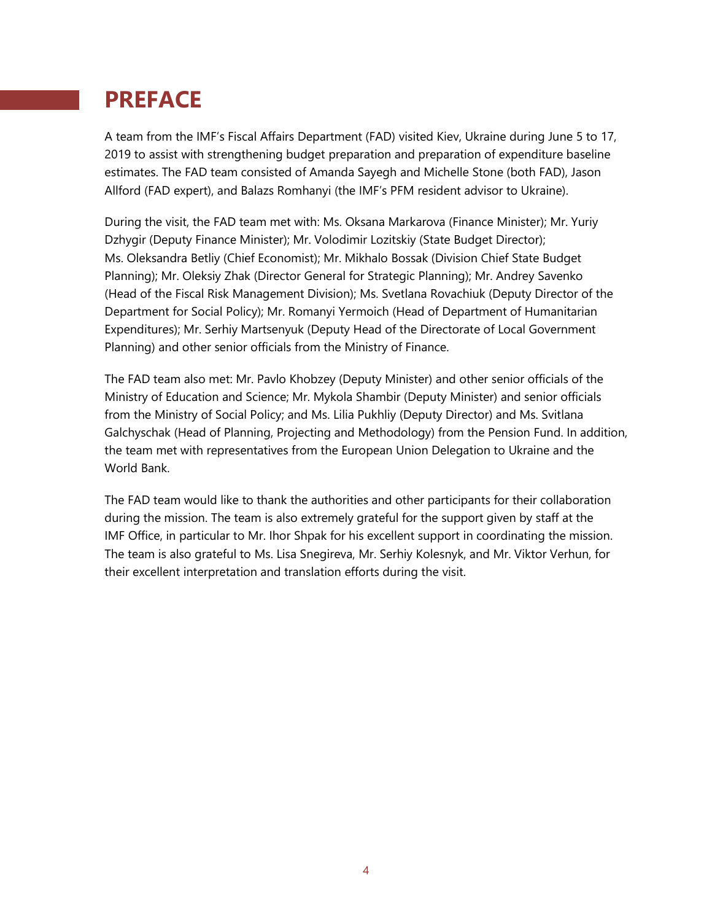# PREFACE

A team from the IMF's Fiscal Affairs Department (FAD) visited Kiev, Ukraine during June 5 to 17, 2019 to assist with strengthening budget preparation and preparation of expenditure baseline estimates. The FAD team consisted of Amanda Sayegh and Michelle Stone (both FAD), Jason Allford (FAD expert), and Balazs Romhanyi (the IMF's PFM resident advisor to Ukraine).

During the visit, the FAD team met with: Ms. Oksana Markarova (Finance Minister); Mr. Yuriy Dzhygir (Deputy Finance Minister); Mr. Volodimir Lozitskiy (State Budget Director); Ms. Oleksandra Betliy (Chief Economist); Mr. Mikhalo Bossak (Division Chief State Budget Planning); Mr. Oleksiy Zhak (Director General for Strategic Planning); Mr. Andrey Savenko (Head of the Fiscal Risk Management Division); Ms. Svetlana Rovachiuk (Deputy Director of the Department for Social Policy); Mr. Romanyi Yermoich (Head of Department of Humanitarian Expenditures); Mr. Serhiy Martsenyuk (Deputy Head of the Directorate of Local Government Planning) and other senior officials from the Ministry of Finance.

The FAD team also met: Mr. Pavlo Khobzey (Deputy Minister) and other senior officials of the Ministry of Education and Science; Mr. Mykola Shambir (Deputy Minister) and senior officials from the Ministry of Social Policy; and Ms. Lilia Pukhliy (Deputy Director) and Ms. Svitlana Galchyschak (Head of Planning, Projecting and Methodology) from the Pension Fund. In addition, the team met with representatives from the European Union Delegation to Ukraine and the World Bank.

The FAD team would like to thank the authorities and other participants for their collaboration during the mission. The team is also extremely grateful for the support given by staff at the IMF Office, in particular to Mr. Ihor Shpak for his excellent support in coordinating the mission. The team is also grateful to Ms. Lisa Snegireva, Mr. Serhiy Kolesnyk, and Mr. Viktor Verhun, for their excellent interpretation and translation efforts during the visit.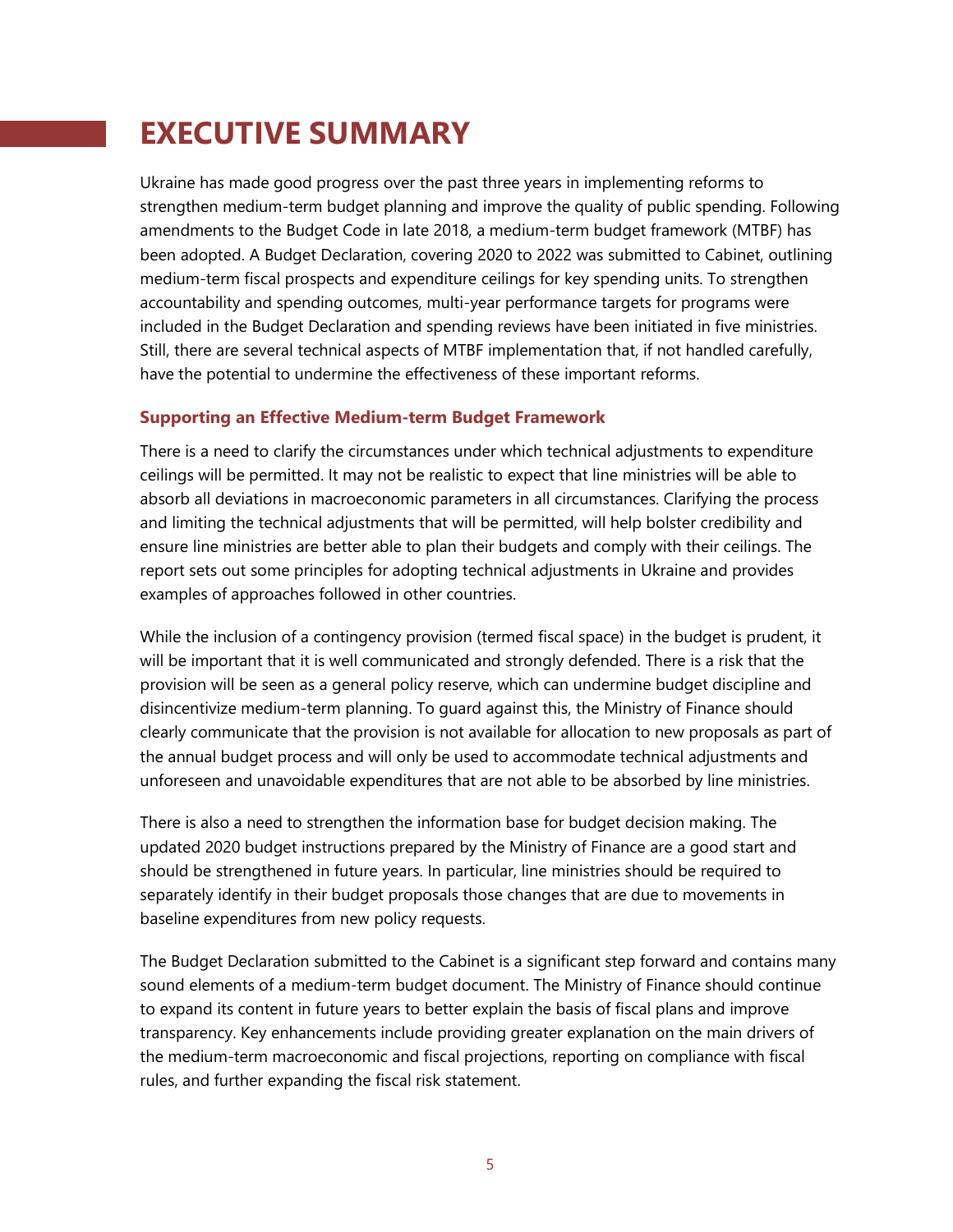# EXECUTIVE SUMMARY

Ukraine has made good progress over the past three years in implementing reforms to strengthen medium-term budget planning and improve the quality of public spending. Following amendments to the Budget Code in late 2018, a medium-term budget framework (MTBF) has been adopted. A Budget Declaration, covering 2020 to 2022 was submitted to Cabinet, outlining medium-term fiscal prospects and expenditure ceilings for key spending units. To strengthen accountability and spending outcomes, multi-year performance targets for programs were included in the Budget Declaration and spending reviews have been initiated in five ministries. Still, there are several technical aspects of MTBF implementation that, if not handled carefully, have the potential to undermine the effectiveness of these important reforms.

### Supporting an Effective Medium-term Budget Framework

There is a need to clarify the circumstances under which technical adjustments to expenditure ceilings will be permitted. It may not be realistic to expect that line ministries will be able to absorb all deviations in macroeconomic parameters in all circumstances. Clarifying the process and limiting the technical adjustments that will be permitted, will help bolster credibility and ensure line ministries are better able to plan their budgets and comply with their ceilings. The report sets out some principles for adopting technical adjustments in Ukraine and provides examples of approaches followed in other countries.

While the inclusion of a contingency provision (termed fiscal space) in the budget is prudent, it will be important that it is well communicated and strongly defended. There is a risk that the provision will be seen as a general policy reserve, which can undermine budget discipline and disincentivize medium-term planning. To guard against this, the Ministry of Finance should clearly communicate that the provision is not available for allocation to new proposals as part of the annual budget process and will only be used to accommodate technical adjustments and unforeseen and unavoidable expenditures that are not able to be absorbed by line ministries.

There is also a need to strengthen the information base for budget decision making. The updated 2020 budget instructions prepared by the Ministry of Finance are a good start and should be strengthened in future years. In particular, line ministries should be required to separately identify in their budget proposals those changes that are due to movements in baseline expenditures from new policy requests.

The Budget Declaration submitted to the Cabinet is a significant step forward and contains many sound elements of a medium-term budget document. The Ministry of Finance should continue to expand its content in future years to better explain the basis of fiscal plans and improve transparency. Key enhancements include providing greater explanation on the main drivers of the medium-term macroeconomic and fiscal projections, reporting on compliance with fiscal rules, and further expanding the fiscal risk statement.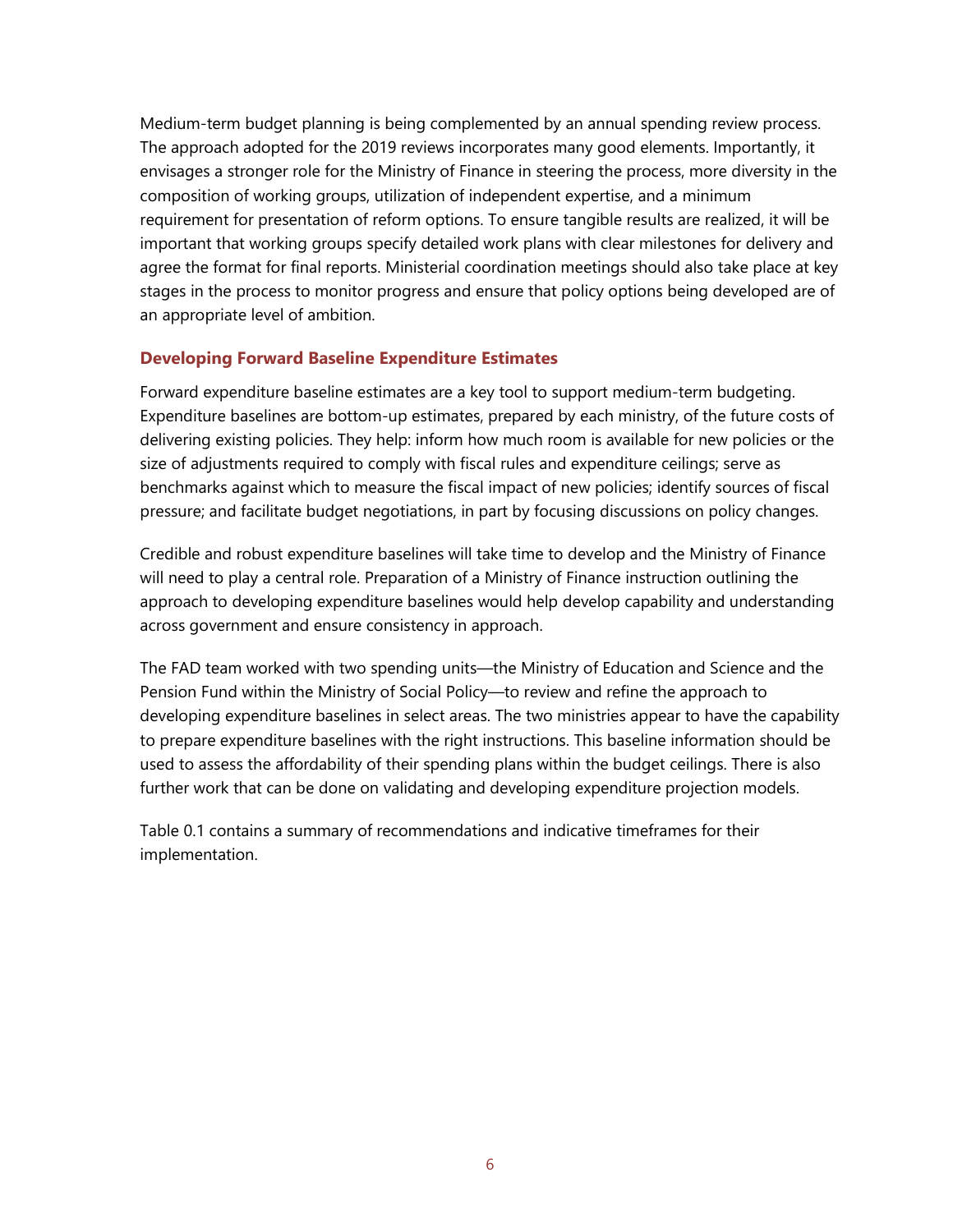Medium-term budget planning is being complemented by an annual spending review process. The approach adopted for the 2019 reviews incorporates many good elements. Importantly, it envisages a stronger role for the Ministry of Finance in steering the process, more diversity in the composition of working groups, utilization of independent expertise, and a minimum requirement for presentation of reform options. To ensure tangible results are realized, it will be important that working groups specify detailed work plans with clear milestones for delivery and agree the format for final reports. Ministerial coordination meetings should also take place at key stages in the process to monitor progress and ensure that policy options being developed are of an appropriate level of ambition.

### Developing Forward Baseline Expenditure Estimates

Forward expenditure baseline estimates are a key tool to support medium-term budgeting. Expenditure baselines are bottom-up estimates, prepared by each ministry, of the future costs of delivering existing policies. They help: inform how much room is available for new policies or the size of adjustments required to comply with fiscal rules and expenditure ceilings; serve as benchmarks against which to measure the fiscal impact of new policies; identify sources of fiscal pressure; and facilitate budget negotiations, in part by focusing discussions on policy changes.

Credible and robust expenditure baselines will take time to develop and the Ministry of Finance will need to play a central role. Preparation of a Ministry of Finance instruction outlining the approach to developing expenditure baselines would help develop capability and understanding across government and ensure consistency in approach.

The FAD team worked with two spending units—the Ministry of Education and Science and the Pension Fund within the Ministry of Social Policy—to review and refine the approach to developing expenditure baselines in select areas. The two ministries appear to have the capability to prepare expenditure baselines with the right instructions. This baseline information should be used to assess the affordability of their spending plans within the budget ceilings. There is also further work that can be done on validating and developing expenditure projection models.

Table 0.1 contains a summary of recommendations and indicative timeframes for their implementation.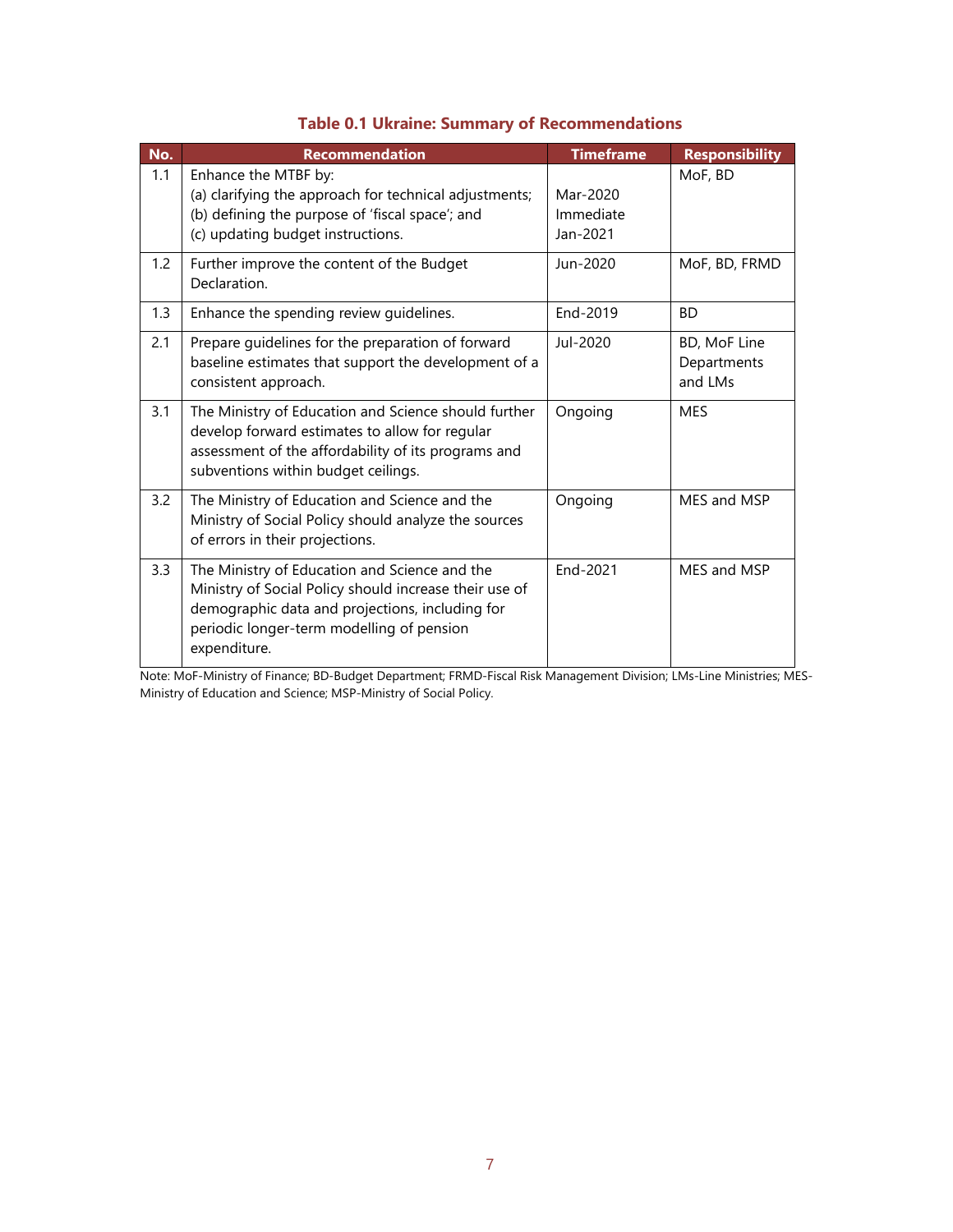**Table 0.1 Ukraine: Summary of Recommendations**

| No. | Recommendation | Timeframe | Responsibility |
|---|---|---|---|
| 1.1 | Enhance the MTBF by:<br>(a) clarifying the approach for technical adjustments;<br>(b) defining the purpose of 'fiscal space'; and<br>(c) updating budget instructions. | Mar-2020<br>Immediate<br>Jan-2021 | MoF, BD |
| 1.2 | Further improve the content of the Budget Declaration. | Jun-2020 | MoF, BD, FRMD |
| 1.3 | Enhance the spending review guidelines. | End-2019 | BD |
| 2.1 | Prepare guidelines for the preparation of forward baseline estimates that support the development of a consistent approach. | Jul-2020 | BD, MoF Line Departments and LMs |
| 3.1 | The Ministry of Education and Science should further develop forward estimates to allow for regular assessment of the affordability of its programs and subventions within budget ceilings. | Ongoing | MES |
| 3.2 | The Ministry of Education and Science and the Ministry of Social Policy should analyze the sources of errors in their projections. | Ongoing | MES and MSP |
| 3.3 | The Ministry of Education and Science and the Ministry of Social Policy should increase their use of demographic data and projections, including for periodic longer-term modelling of pension expenditure. | End-2021 | MES and MSP |

Note: MoF-Ministry of Finance; BD-Budget Department; FRMD-Fiscal Risk Management Division; LMs-Line Ministries; MES-Ministry of Education and Science; MSP-Ministry of Social Policy.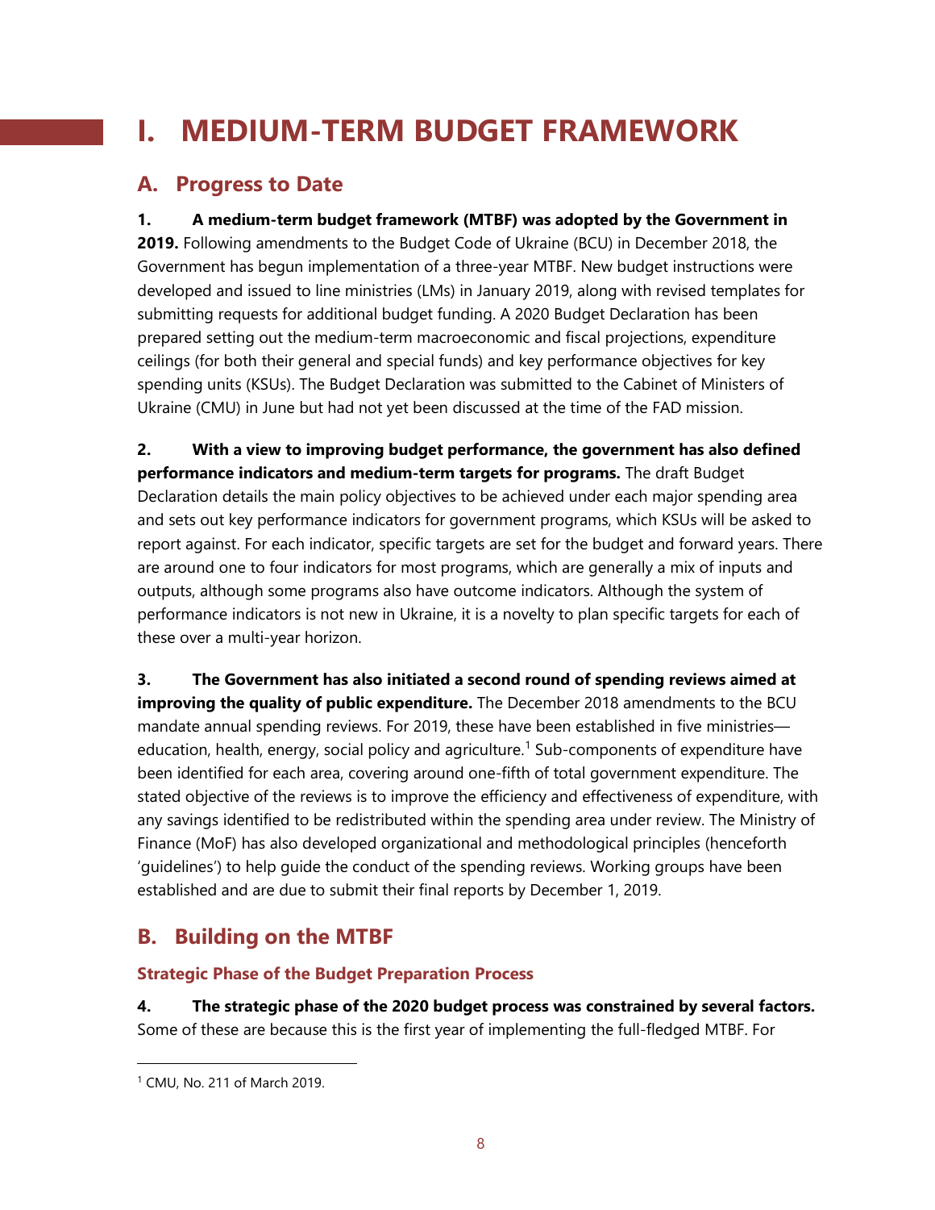# I. MEDIUM-TERM BUDGET FRAMEWORK

## A. Progress to Date

**1. A medium-term budget framework (MTBF) was adopted by the Government in 2019.** Following amendments to the Budget Code of Ukraine (BCU) in December 2018, the Government has begun implementation of a three-year MTBF. New budget instructions were developed and issued to line ministries (LMs) in January 2019, along with revised templates for submitting requests for additional budget funding. A 2020 Budget Declaration has been prepared setting out the medium-term macroeconomic and fiscal projections, expenditure ceilings (for both their general and special funds) and key performance objectives for key spending units (KSUs). The Budget Declaration was submitted to the Cabinet of Ministers of Ukraine (CMU) in June but had not yet been discussed at the time of the FAD mission.

**2. With a view to improving budget performance, the government has also defined performance indicators and medium-term targets for programs.** The draft Budget Declaration details the main policy objectives to be achieved under each major spending area and sets out key performance indicators for government programs, which KSUs will be asked to report against. For each indicator, specific targets are set for the budget and forward years. There are around one to four indicators for most programs, which are generally a mix of inputs and outputs, although some programs also have outcome indicators. Although the system of performance indicators is not new in Ukraine, it is a novelty to plan specific targets for each of these over a multi-year horizon.

**3. The Government has also initiated a second round of spending reviews aimed at improving the quality of public expenditure.** The December 2018 amendments to the BCU mandate annual spending reviews. For 2019, these have been established in five ministries—education, health, energy, social policy and agriculture.[1] Sub-components of expenditure have been identified for each area, covering around one-fifth of total government expenditure. The stated objective of the reviews is to improve the efficiency and effectiveness of expenditure, with any savings identified to be redistributed within the spending area under review. The Ministry of Finance (MoF) has also developed organizational and methodological principles (henceforth 'guidelines') to help guide the conduct of the spending reviews. Working groups have been established and are due to submit their final reports by December 1, 2019.

## B. Building on the MTBF

### Strategic Phase of the Budget Preparation Process

**4. The strategic phase of the 2020 budget process was constrained by several factors.** Some of these are because this is the first year of implementing the full-fledged MTBF. For

[1] CMU, No. 211 of March 2019.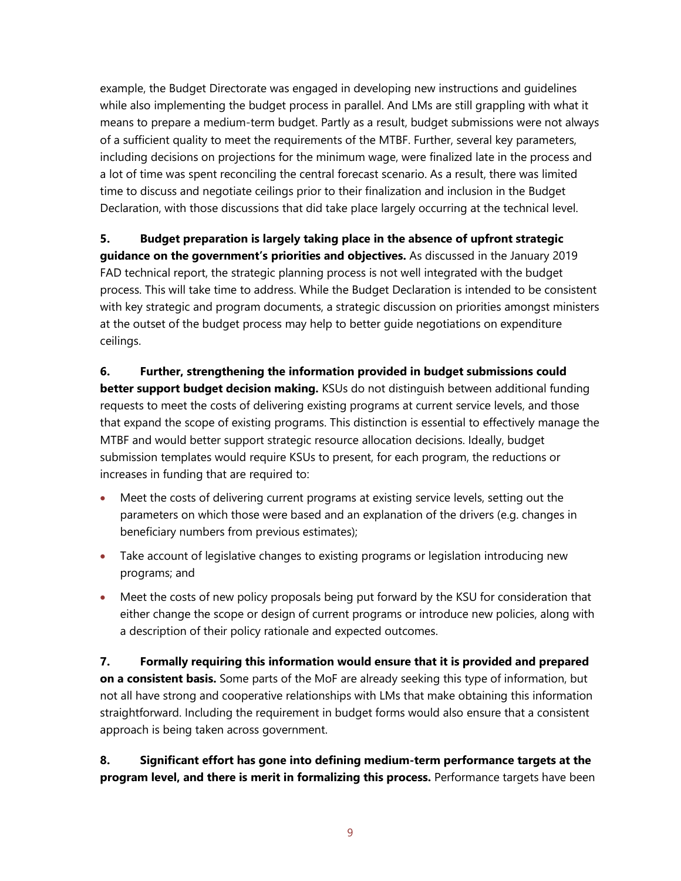example, the Budget Directorate was engaged in developing new instructions and guidelines while also implementing the budget process in parallel. And LMs are still grappling with what it means to prepare a medium-term budget. Partly as a result, budget submissions were not always of a sufficient quality to meet the requirements of the MTBF. Further, several key parameters, including decisions on projections for the minimum wage, were finalized late in the process and a lot of time was spent reconciling the central forecast scenario. As a result, there was limited time to discuss and negotiate ceilings prior to their finalization and inclusion in the Budget Declaration, with those discussions that did take place largely occurring at the technical level.

**5. Budget preparation is largely taking place in the absence of upfront strategic guidance on the government's priorities and objectives.** As discussed in the January 2019 FAD technical report, the strategic planning process is not well integrated with the budget process. This will take time to address. While the Budget Declaration is intended to be consistent with key strategic and program documents, a strategic discussion on priorities amongst ministers at the outset of the budget process may help to better guide negotiations on expenditure ceilings.

**6. Further, strengthening the information provided in budget submissions could better support budget decision making.** KSUs do not distinguish between additional funding requests to meet the costs of delivering existing programs at current service levels, and those that expand the scope of existing programs. This distinction is essential to effectively manage the MTBF and would better support strategic resource allocation decisions. Ideally, budget submission templates would require KSUs to present, for each program, the reductions or increases in funding that are required to:

- Meet the costs of delivering current programs at existing service levels, setting out the parameters on which those were based and an explanation of the drivers (e.g. changes in beneficiary numbers from previous estimates);
- Take account of legislative changes to existing programs or legislation introducing new programs; and
- Meet the costs of new policy proposals being put forward by the KSU for consideration that either change the scope or design of current programs or introduce new policies, along with a description of their policy rationale and expected outcomes.

**7. Formally requiring this information would ensure that it is provided and prepared on a consistent basis.** Some parts of the MoF are already seeking this type of information, but not all have strong and cooperative relationships with LMs that make obtaining this information straightforward. Including the requirement in budget forms would also ensure that a consistent approach is being taken across government.

**8. Significant effort has gone into defining medium-term performance targets at the program level, and there is merit in formalizing this process.** Performance targets have been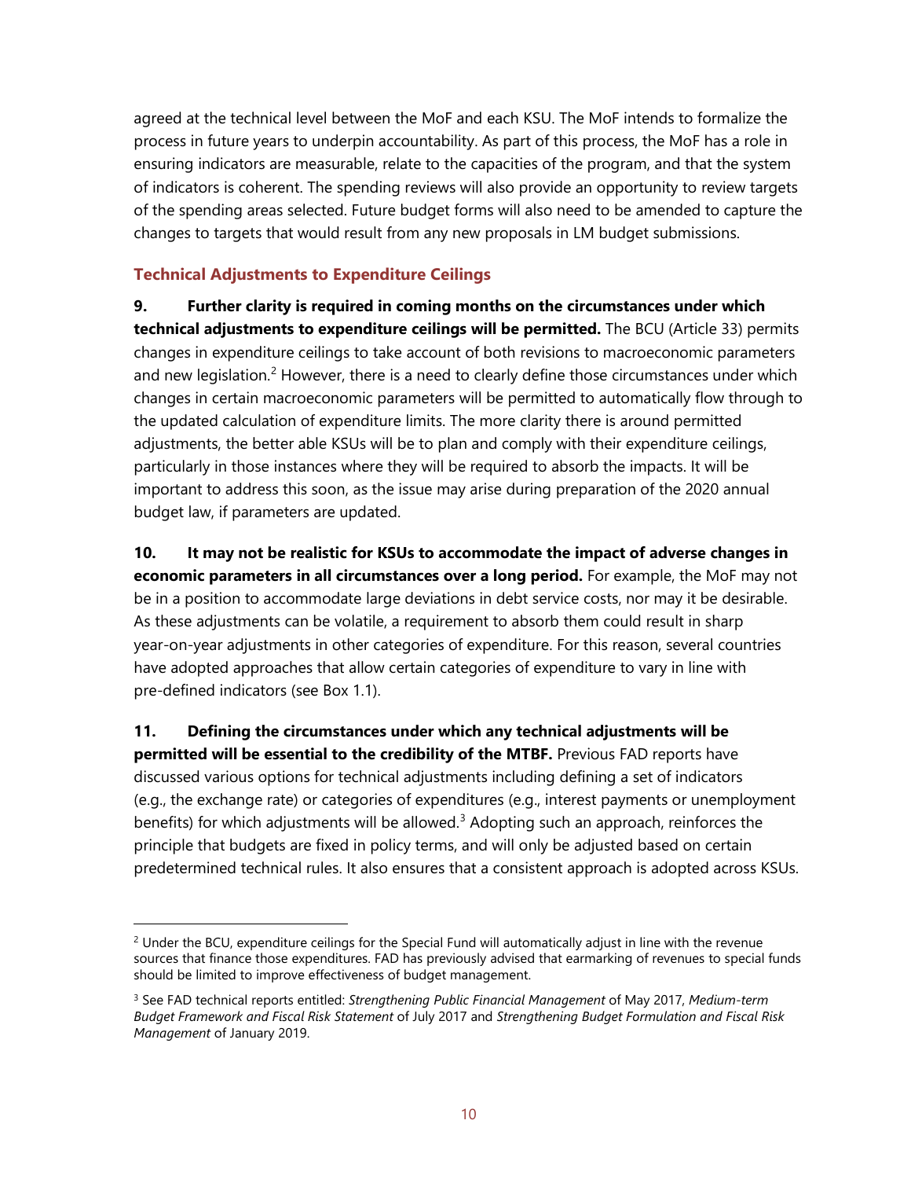agreed at the technical level between the MoF and each KSU. The MoF intends to formalize the process in future years to underpin accountability. As part of this process, the MoF has a role in ensuring indicators are measurable, relate to the capacities of the program, and that the system of indicators is coherent. The spending reviews will also provide an opportunity to review targets of the spending areas selected. Future budget forms will also need to be amended to capture the changes to targets that would result from any new proposals in LM budget submissions.

### Technical Adjustments to Expenditure Ceilings

**9. Further clarity is required in coming months on the circumstances under which technical adjustments to expenditure ceilings will be permitted.** The BCU (Article 33) permits changes in expenditure ceilings to take account of both revisions to macroeconomic parameters and new legislation.[2] However, there is a need to clearly define those circumstances under which changes in certain macroeconomic parameters will be permitted to automatically flow through to the updated calculation of expenditure limits. The more clarity there is around permitted adjustments, the better able KSUs will be to plan and comply with their expenditure ceilings, particularly in those instances where they will be required to absorb the impacts. It will be important to address this soon, as the issue may arise during preparation of the 2020 annual budget law, if parameters are updated.

**10. It may not be realistic for KSUs to accommodate the impact of adverse changes in economic parameters in all circumstances over a long period.** For example, the MoF may not be in a position to accommodate large deviations in debt service costs, nor may it be desirable. As these adjustments can be volatile, a requirement to absorb them could result in sharp year-on-year adjustments in other categories of expenditure. For this reason, several countries have adopted approaches that allow certain categories of expenditure to vary in line with pre-defined indicators (see Box 1.1).

**11. Defining the circumstances under which any technical adjustments will be permitted will be essential to the credibility of the MTBF.** Previous FAD reports have discussed various options for technical adjustments including defining a set of indicators (e.g., the exchange rate) or categories of expenditures (e.g., interest payments or unemployment benefits) for which adjustments will be allowed.[3] Adopting such an approach, reinforces the principle that budgets are fixed in policy terms, and will only be adjusted based on certain predetermined technical rules. It also ensures that a consistent approach is adopted across KSUs.

---

[2] Under the BCU, expenditure ceilings for the Special Fund will automatically adjust in line with the revenue sources that finance those expenditures. FAD has previously advised that earmarking of revenues to special funds should be limited to improve effectiveness of budget management.

[3] See FAD technical reports entitled: *Strengthening Public Financial Management* of May 2017, *Medium-term Budget Framework and Fiscal Risk Statement* of July 2017 and *Strengthening Budget Formulation and Fiscal Risk Management* of January 2019.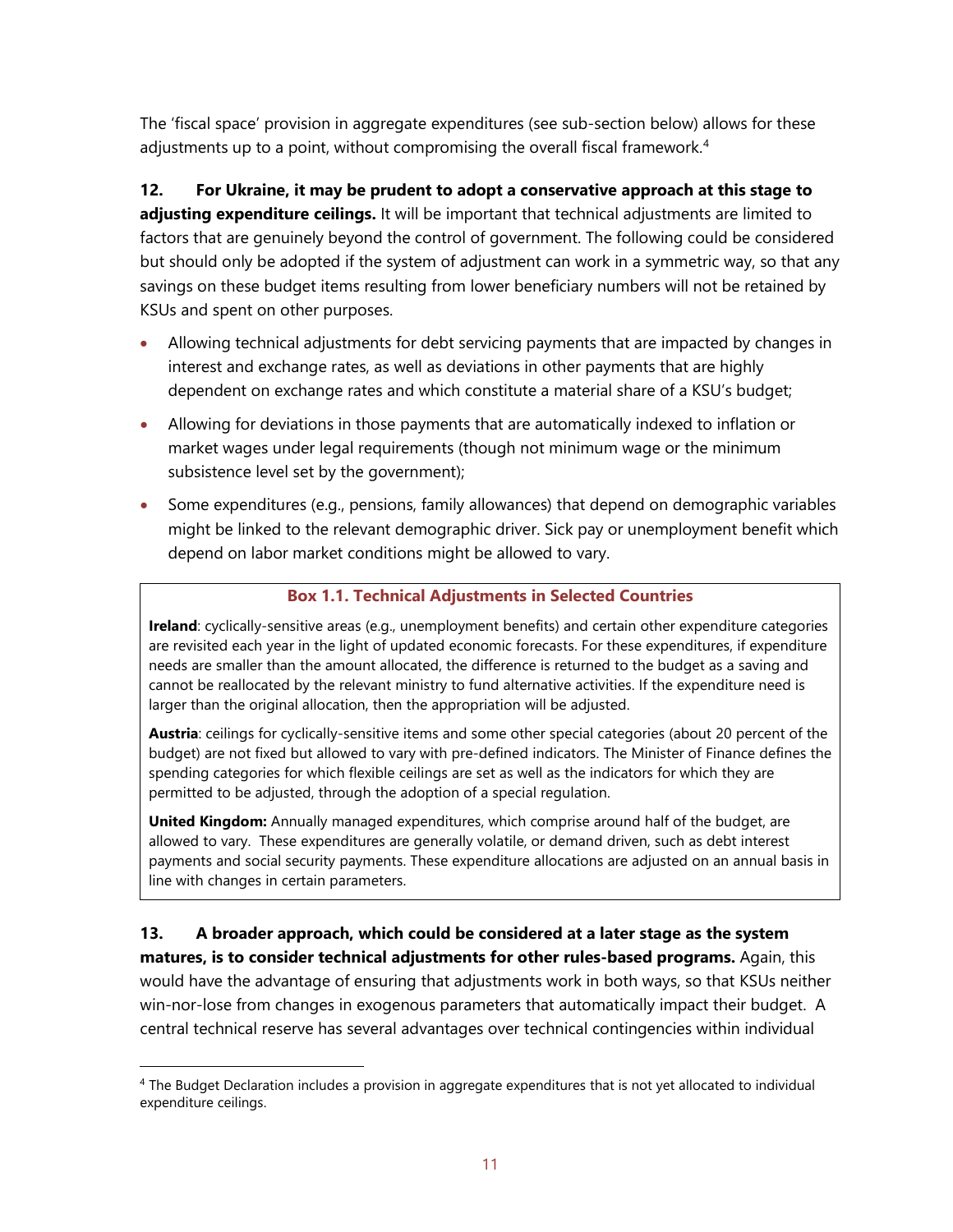The 'fiscal space' provision in aggregate expenditures (see sub-section below) allows for these adjustments up to a point, without compromising the overall fiscal framework.[4]

**12. For Ukraine, it may be prudent to adopt a conservative approach at this stage to adjusting expenditure ceilings.** It will be important that technical adjustments are limited to factors that are genuinely beyond the control of government. The following could be considered but should only be adopted if the system of adjustment can work in a symmetric way, so that any savings on these budget items resulting from lower beneficiary numbers will not be retained by KSUs and spent on other purposes.

- Allowing technical adjustments for debt servicing payments that are impacted by changes in interest and exchange rates, as well as deviations in other payments that are highly dependent on exchange rates and which constitute a material share of a KSU's budget;
- Allowing for deviations in those payments that are automatically indexed to inflation or market wages under legal requirements (though not minimum wage or the minimum subsistence level set by the government);
- Some expenditures (e.g., pensions, family allowances) that depend on demographic variables might be linked to the relevant demographic driver. Sick pay or unemployment benefit which depend on labor market conditions might be allowed to vary.

> **Box 1.1. Technical Adjustments in Selected Countries**
>
> **Ireland**: cyclically-sensitive areas (e.g., unemployment benefits) and certain other expenditure categories are revisited each year in the light of updated economic forecasts. For these expenditures, if expenditure needs are smaller than the amount allocated, the difference is returned to the budget as a saving and cannot be reallocated by the relevant ministry to fund alternative activities. If the expenditure need is larger than the original allocation, then the appropriation will be adjusted.
>
> **Austria**: ceilings for cyclically-sensitive items and some other special categories (about 20 percent of the budget) are not fixed but allowed to vary with pre-defined indicators. The Minister of Finance defines the spending categories for which flexible ceilings are set as well as the indicators for which they are permitted to be adjusted, through the adoption of a special regulation.
>
> **United Kingdom:** Annually managed expenditures, which comprise around half of the budget, are allowed to vary. These expenditures are generally volatile, or demand driven, such as debt interest payments and social security payments. These expenditure allocations are adjusted on an annual basis in line with changes in certain parameters.

**13. A broader approach, which could be considered at a later stage as the system matures, is to consider technical adjustments for other rules-based programs.** Again, this would have the advantage of ensuring that adjustments work in both ways, so that KSUs neither win-nor-lose from changes in exogenous parameters that automatically impact their budget. A central technical reserve has several advantages over technical contingencies within individual

[4] The Budget Declaration includes a provision in aggregate expenditures that is not yet allocated to individual expenditure ceilings.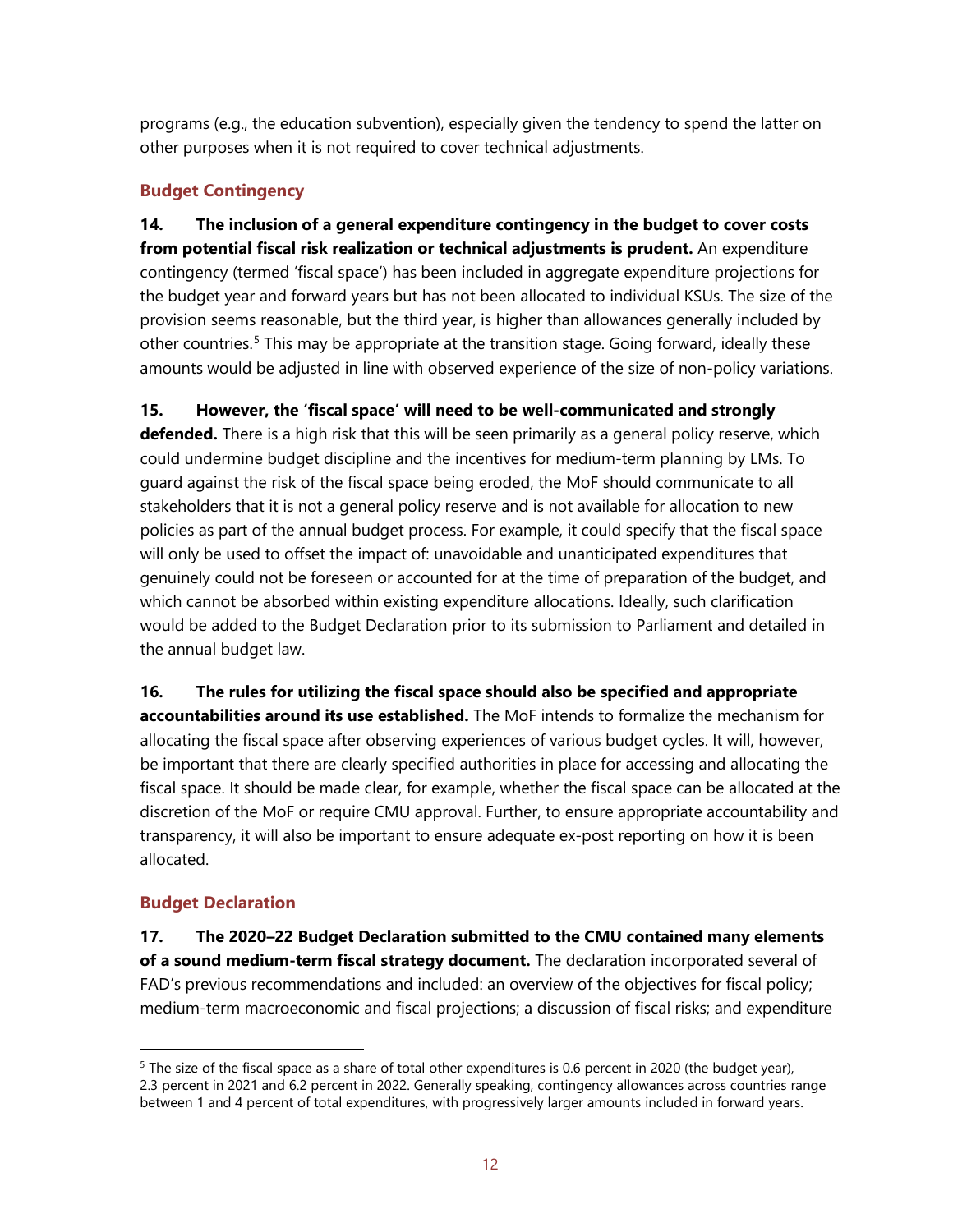programs (e.g., the education subvention), especially given the tendency to spend the latter on other purposes when it is not required to cover technical adjustments.

### Budget Contingency

**14. The inclusion of a general expenditure contingency in the budget to cover costs from potential fiscal risk realization or technical adjustments is prudent.** An expenditure contingency (termed 'fiscal space') has been included in aggregate expenditure projections for the budget year and forward years but has not been allocated to individual KSUs. The size of the provision seems reasonable, but the third year, is higher than allowances generally included by other countries.[5] This may be appropriate at the transition stage. Going forward, ideally these amounts would be adjusted in line with observed experience of the size of non-policy variations.

**15. However, the 'fiscal space' will need to be well-communicated and strongly defended.** There is a high risk that this will be seen primarily as a general policy reserve, which could undermine budget discipline and the incentives for medium-term planning by LMs. To guard against the risk of the fiscal space being eroded, the MoF should communicate to all stakeholders that it is not a general policy reserve and is not available for allocation to new policies as part of the annual budget process. For example, it could specify that the fiscal space will only be used to offset the impact of: unavoidable and unanticipated expenditures that genuinely could not be foreseen or accounted for at the time of preparation of the budget, and which cannot be absorbed within existing expenditure allocations. Ideally, such clarification would be added to the Budget Declaration prior to its submission to Parliament and detailed in the annual budget law.

**16. The rules for utilizing the fiscal space should also be specified and appropriate accountabilities around its use established.** The MoF intends to formalize the mechanism for allocating the fiscal space after observing experiences of various budget cycles. It will, however, be important that there are clearly specified authorities in place for accessing and allocating the fiscal space. It should be made clear, for example, whether the fiscal space can be allocated at the discretion of the MoF or require CMU approval. Further, to ensure appropriate accountability and transparency, it will also be important to ensure adequate ex-post reporting on how it is been allocated.

### Budget Declaration

**17. The 2020–22 Budget Declaration submitted to the CMU contained many elements of a sound medium-term fiscal strategy document.** The declaration incorporated several of FAD's previous recommendations and included: an overview of the objectives for fiscal policy; medium-term macroeconomic and fiscal projections; a discussion of fiscal risks; and expenditure

---

[5] The size of the fiscal space as a share of total other expenditures is 0.6 percent in 2020 (the budget year), 2.3 percent in 2021 and 6.2 percent in 2022. Generally speaking, contingency allowances across countries range between 1 and 4 percent of total expenditures, with progressively larger amounts included in forward years.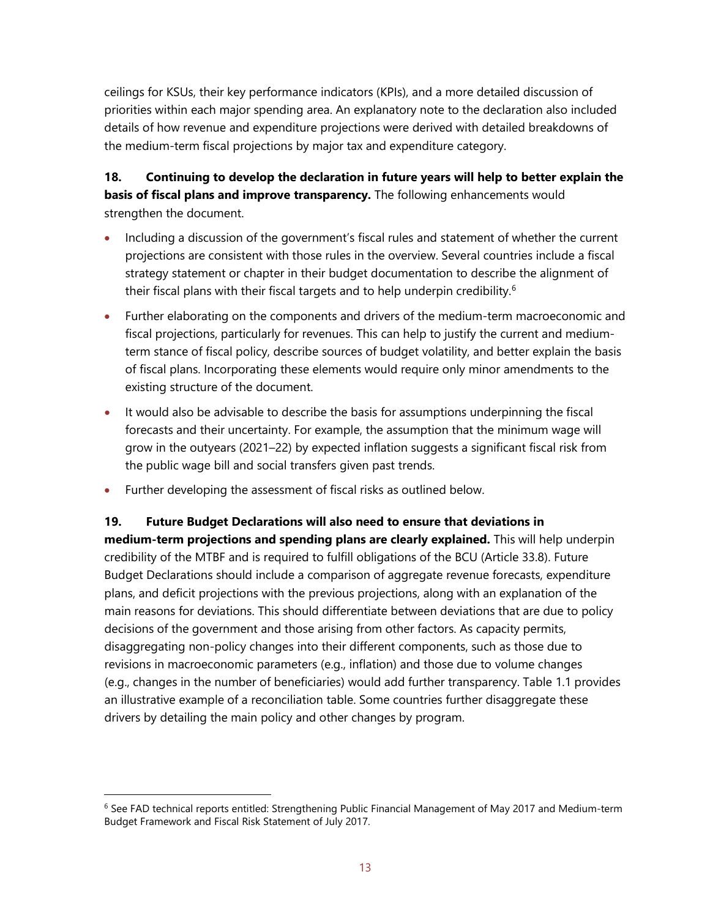ceilings for KSUs, their key performance indicators (KPIs), and a more detailed discussion of priorities within each major spending area. An explanatory note to the declaration also included details of how revenue and expenditure projections were derived with detailed breakdowns of the medium-term fiscal projections by major tax and expenditure category.

**18. Continuing to develop the declaration in future years will help to better explain the basis of fiscal plans and improve transparency.** The following enhancements would strengthen the document.

- Including a discussion of the government's fiscal rules and statement of whether the current projections are consistent with those rules in the overview. Several countries include a fiscal strategy statement or chapter in their budget documentation to describe the alignment of their fiscal plans with their fiscal targets and to help underpin credibility.[6]
- Further elaborating on the components and drivers of the medium-term macroeconomic and fiscal projections, particularly for revenues. This can help to justify the current and medium-term stance of fiscal policy, describe sources of budget volatility, and better explain the basis of fiscal plans. Incorporating these elements would require only minor amendments to the existing structure of the document.
- It would also be advisable to describe the basis for assumptions underpinning the fiscal forecasts and their uncertainty. For example, the assumption that the minimum wage will grow in the outyears (2021–22) by expected inflation suggests a significant fiscal risk from the public wage bill and social transfers given past trends.
- Further developing the assessment of fiscal risks as outlined below.

**19. Future Budget Declarations will also need to ensure that deviations in medium-term projections and spending plans are clearly explained.** This will help underpin credibility of the MTBF and is required to fulfill obligations of the BCU (Article 33.8). Future Budget Declarations should include a comparison of aggregate revenue forecasts, expenditure plans, and deficit projections with the previous projections, along with an explanation of the main reasons for deviations. This should differentiate between deviations that are due to policy decisions of the government and those arising from other factors. As capacity permits, disaggregating non-policy changes into their different components, such as those due to revisions in macroeconomic parameters (e.g., inflation) and those due to volume changes (e.g., changes in the number of beneficiaries) would add further transparency. Table 1.1 provides an illustrative example of a reconciliation table. Some countries further disaggregate these drivers by detailing the main policy and other changes by program.

---

[6] See FAD technical reports entitled: Strengthening Public Financial Management of May 2017 and Medium-term Budget Framework and Fiscal Risk Statement of July 2017.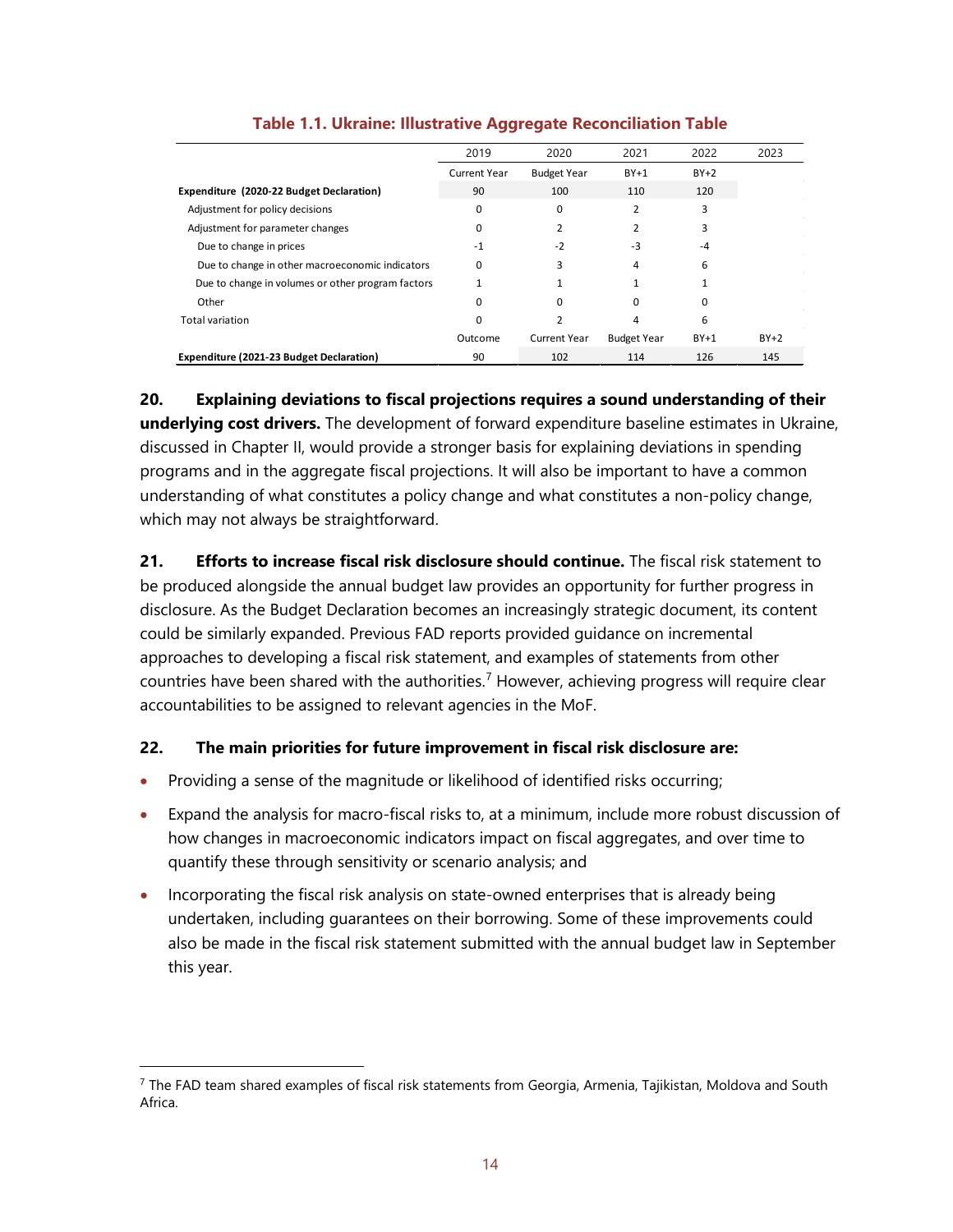**Table 1.1. Ukraine: Illustrative Aggregate Reconciliation Table**

| | 2019 | 2020 | 2021 | 2022 | 2023 |
|---|---|---|---|---|---|
| | Current Year | Budget Year | BY+1 | BY+2 | |
| **Expenditure (2020-22 Budget Declaration)** | 90 | 100 | 110 | 120 | |
| Adjustment for policy decisions | 0 | 0 | 2 | 3 | |
| Adjustment for parameter changes | 0 | 2 | 2 | 3 | |
| Due to change in prices | -1 | -2 | -3 | -4 | |
| Due to change in other macroeconomic indicators | 0 | 3 | 4 | 6 | |
| Due to change in volumes or other program factors | 1 | 1 | 1 | 1 | |
| Other | 0 | 0 | 0 | 0 | |
| Total variation | 0 | 2 | 4 | 6 | |
| | Outcome | Current Year | Budget Year | BY+1 | BY+2 |
| **Expenditure (2021-23 Budget Declaration)** | 90 | 102 | 114 | 126 | 145 |

**20. Explaining deviations to fiscal projections requires a sound understanding of their underlying cost drivers.** The development of forward expenditure baseline estimates in Ukraine, discussed in Chapter II, would provide a stronger basis for explaining deviations in spending programs and in the aggregate fiscal projections. It will also be important to have a common understanding of what constitutes a policy change and what constitutes a non-policy change, which may not always be straightforward.

**21. Efforts to increase fiscal risk disclosure should continue.** The fiscal risk statement to be produced alongside the annual budget law provides an opportunity for further progress in disclosure. As the Budget Declaration becomes an increasingly strategic document, its content could be similarly expanded. Previous FAD reports provided guidance on incremental approaches to developing a fiscal risk statement, and examples of statements from other countries have been shared with the authorities.[7] However, achieving progress will require clear accountabilities to be assigned to relevant agencies in the MoF.

**22. The main priorities for future improvement in fiscal risk disclosure are:**

- Providing a sense of the magnitude or likelihood of identified risks occurring;
- Expand the analysis for macro-fiscal risks to, at a minimum, include more robust discussion of how changes in macroeconomic indicators impact on fiscal aggregates, and over time to quantify these through sensitivity or scenario analysis; and
- Incorporating the fiscal risk analysis on state-owned enterprises that is already being undertaken, including guarantees on their borrowing. Some of these improvements could also be made in the fiscal risk statement submitted with the annual budget law in September this year.

[7] The FAD team shared examples of fiscal risk statements from Georgia, Armenia, Tajikistan, Moldova and South Africa.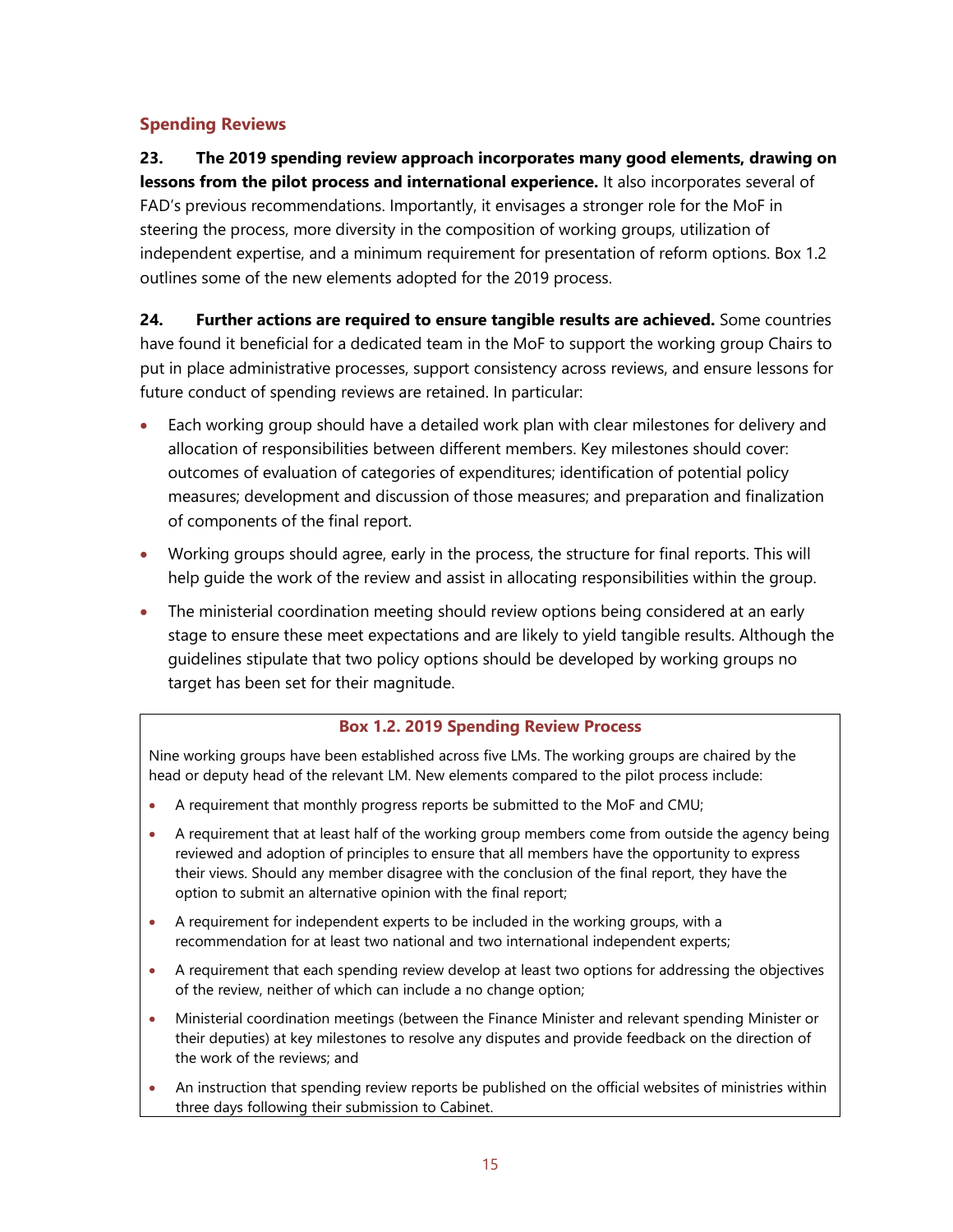## Spending Reviews

**23. The 2019 spending review approach incorporates many good elements, drawing on lessons from the pilot process and international experience.** It also incorporates several of FAD's previous recommendations. Importantly, it envisages a stronger role for the MoF in steering the process, more diversity in the composition of working groups, utilization of independent expertise, and a minimum requirement for presentation of reform options. Box 1.2 outlines some of the new elements adopted for the 2019 process.

**24. Further actions are required to ensure tangible results are achieved.** Some countries have found it beneficial for a dedicated team in the MoF to support the working group Chairs to put in place administrative processes, support consistency across reviews, and ensure lessons for future conduct of spending reviews are retained. In particular:

- Each working group should have a detailed work plan with clear milestones for delivery and allocation of responsibilities between different members. Key milestones should cover: outcomes of evaluation of categories of expenditures; identification of potential policy measures; development and discussion of those measures; and preparation and finalization of components of the final report.
- Working groups should agree, early in the process, the structure for final reports. This will help guide the work of the review and assist in allocating responsibilities within the group.
- The ministerial coordination meeting should review options being considered at an early stage to ensure these meet expectations and are likely to yield tangible results. Although the guidelines stipulate that two policy options should be developed by working groups no target has been set for their magnitude.

**Box 1.2. 2019 Spending Review Process**

Nine working groups have been established across five LMs. The working groups are chaired by the head or deputy head of the relevant LM. New elements compared to the pilot process include:

- A requirement that monthly progress reports be submitted to the MoF and CMU;
- A requirement that at least half of the working group members come from outside the agency being reviewed and adoption of principles to ensure that all members have the opportunity to express their views. Should any member disagree with the conclusion of the final report, they have the option to submit an alternative opinion with the final report;
- A requirement for independent experts to be included in the working groups, with a recommendation for at least two national and two international independent experts;
- A requirement that each spending review develop at least two options for addressing the objectives of the review, neither of which can include a no change option;
- Ministerial coordination meetings (between the Finance Minister and relevant spending Minister or their deputies) at key milestones to resolve any disputes and provide feedback on the direction of the work of the reviews; and
- An instruction that spending review reports be published on the official websites of ministries within three days following their submission to Cabinet.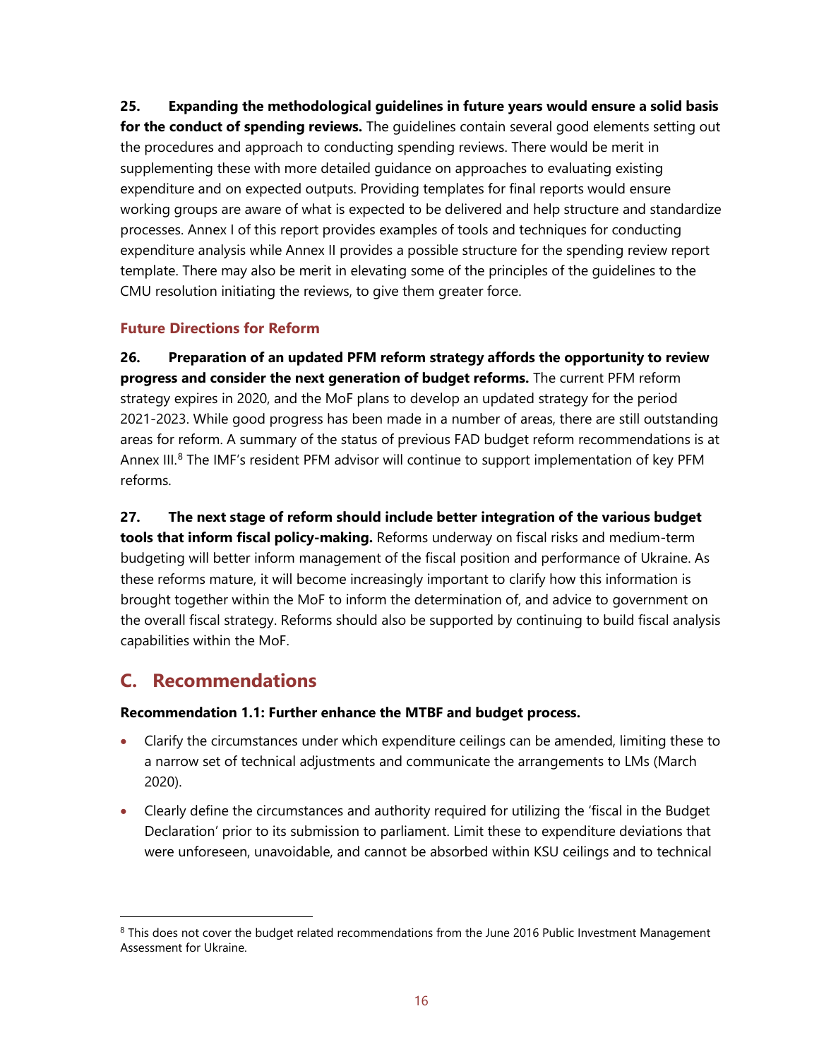**25. Expanding the methodological guidelines in future years would ensure a solid basis for the conduct of spending reviews.** The guidelines contain several good elements setting out the procedures and approach to conducting spending reviews. There would be merit in supplementing these with more detailed guidance on approaches to evaluating existing expenditure and on expected outputs. Providing templates for final reports would ensure working groups are aware of what is expected to be delivered and help structure and standardize processes. Annex I of this report provides examples of tools and techniques for conducting expenditure analysis while Annex II provides a possible structure for the spending review report template. There may also be merit in elevating some of the principles of the guidelines to the CMU resolution initiating the reviews, to give them greater force.

### Future Directions for Reform

**26. Preparation of an updated PFM reform strategy affords the opportunity to review progress and consider the next generation of budget reforms.** The current PFM reform strategy expires in 2020, and the MoF plans to develop an updated strategy for the period 2021-2023. While good progress has been made in a number of areas, there are still outstanding areas for reform. A summary of the status of previous FAD budget reform recommendations is at Annex III.[8] The IMF's resident PFM advisor will continue to support implementation of key PFM reforms.

**27. The next stage of reform should include better integration of the various budget tools that inform fiscal policy-making.** Reforms underway on fiscal risks and medium-term budgeting will better inform management of the fiscal position and performance of Ukraine. As these reforms mature, it will become increasingly important to clarify how this information is brought together within the MoF to inform the determination of, and advice to government on the overall fiscal strategy. Reforms should also be supported by continuing to build fiscal analysis capabilities within the MoF.

## C. Recommendations

**Recommendation 1.1: Further enhance the MTBF and budget process.**

- Clarify the circumstances under which expenditure ceilings can be amended, limiting these to a narrow set of technical adjustments and communicate the arrangements to LMs (March 2020).
- Clearly define the circumstances and authority required for utilizing the 'fiscal in the Budget Declaration' prior to its submission to parliament. Limit these to expenditure deviations that were unforeseen, unavoidable, and cannot be absorbed within KSU ceilings and to technical

---

[8] This does not cover the budget related recommendations from the June 2016 Public Investment Management Assessment for Ukraine.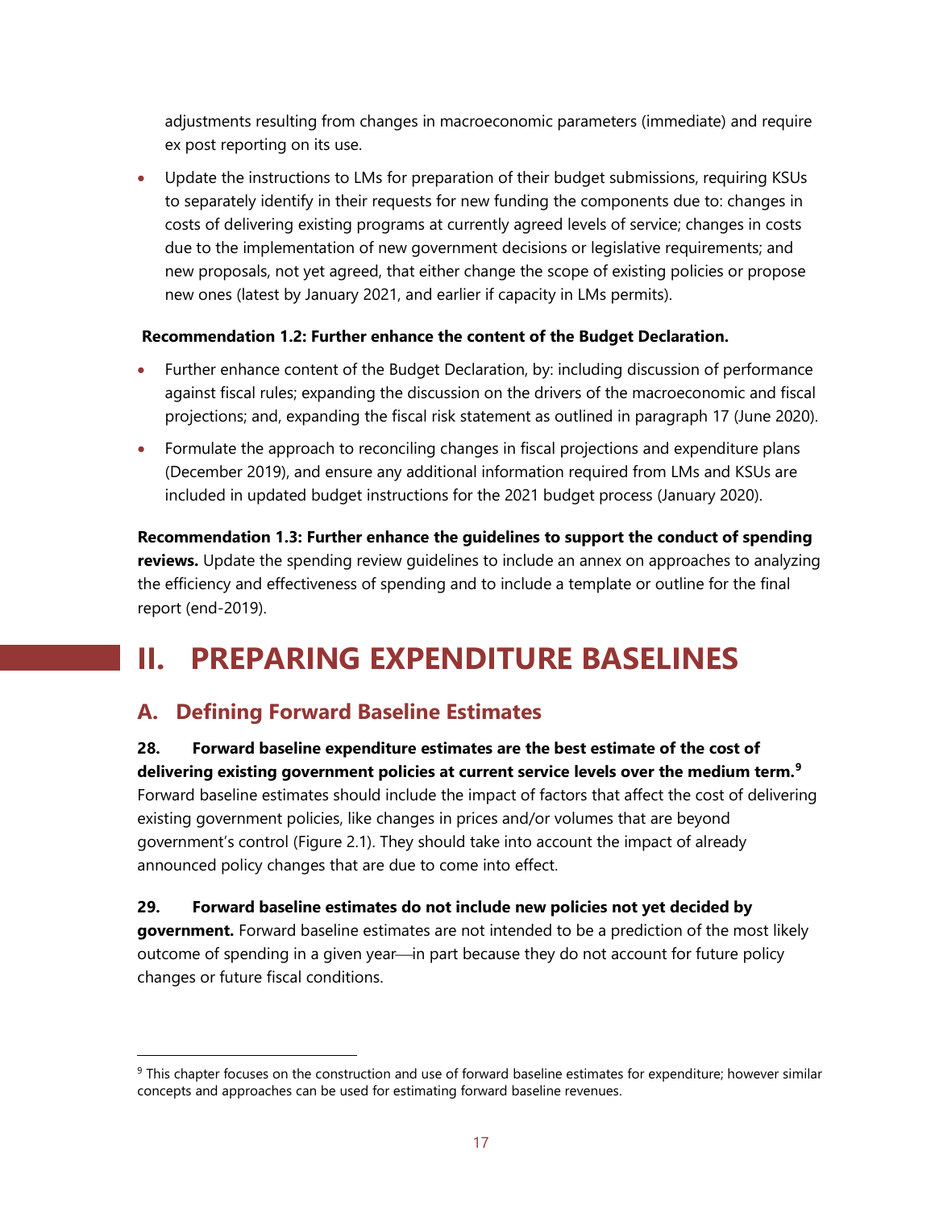adjustments resulting from changes in macroeconomic parameters (immediate) and require ex post reporting on its use.

- Update the instructions to LMs for preparation of their budget submissions, requiring KSUs to separately identify in their requests for new funding the components due to: changes in costs of delivering existing programs at currently agreed levels of service; changes in costs due to the implementation of new government decisions or legislative requirements; and new proposals, not yet agreed, that either change the scope of existing policies or propose new ones (latest by January 2021, and earlier if capacity in LMs permits).

**Recommendation 1.2: Further enhance the content of the Budget Declaration.**

- Further enhance content of the Budget Declaration, by: including discussion of performance against fiscal rules; expanding the discussion on the drivers of the macroeconomic and fiscal projections; and, expanding the fiscal risk statement as outlined in paragraph 17 (June 2020).
- Formulate the approach to reconciling changes in fiscal projections and expenditure plans (December 2019), and ensure any additional information required from LMs and KSUs are included in updated budget instructions for the 2021 budget process (January 2020).

**Recommendation 1.3: Further enhance the guidelines to support the conduct of spending reviews.** Update the spending review guidelines to include an annex on approaches to analyzing the efficiency and effectiveness of spending and to include a template or outline for the final report (end-2019).

# II. PREPARING EXPENDITURE BASELINES

## A. Defining Forward Baseline Estimates

**28. Forward baseline expenditure estimates are the best estimate of the cost of delivering existing government policies at current service levels over the medium term.**[9] Forward baseline estimates should include the impact of factors that affect the cost of delivering existing government policies, like changes in prices and/or volumes that are beyond government's control (Figure 2.1). They should take into account the impact of already announced policy changes that are due to come into effect.

**29. Forward baseline estimates do not include new policies not yet decided by government.** Forward baseline estimates are not intended to be a prediction of the most likely outcome of spending in a given year—in part because they do not account for future policy changes or future fiscal conditions.

[9] This chapter focuses on the construction and use of forward baseline estimates for expenditure; however similar concepts and approaches can be used for estimating forward baseline revenues.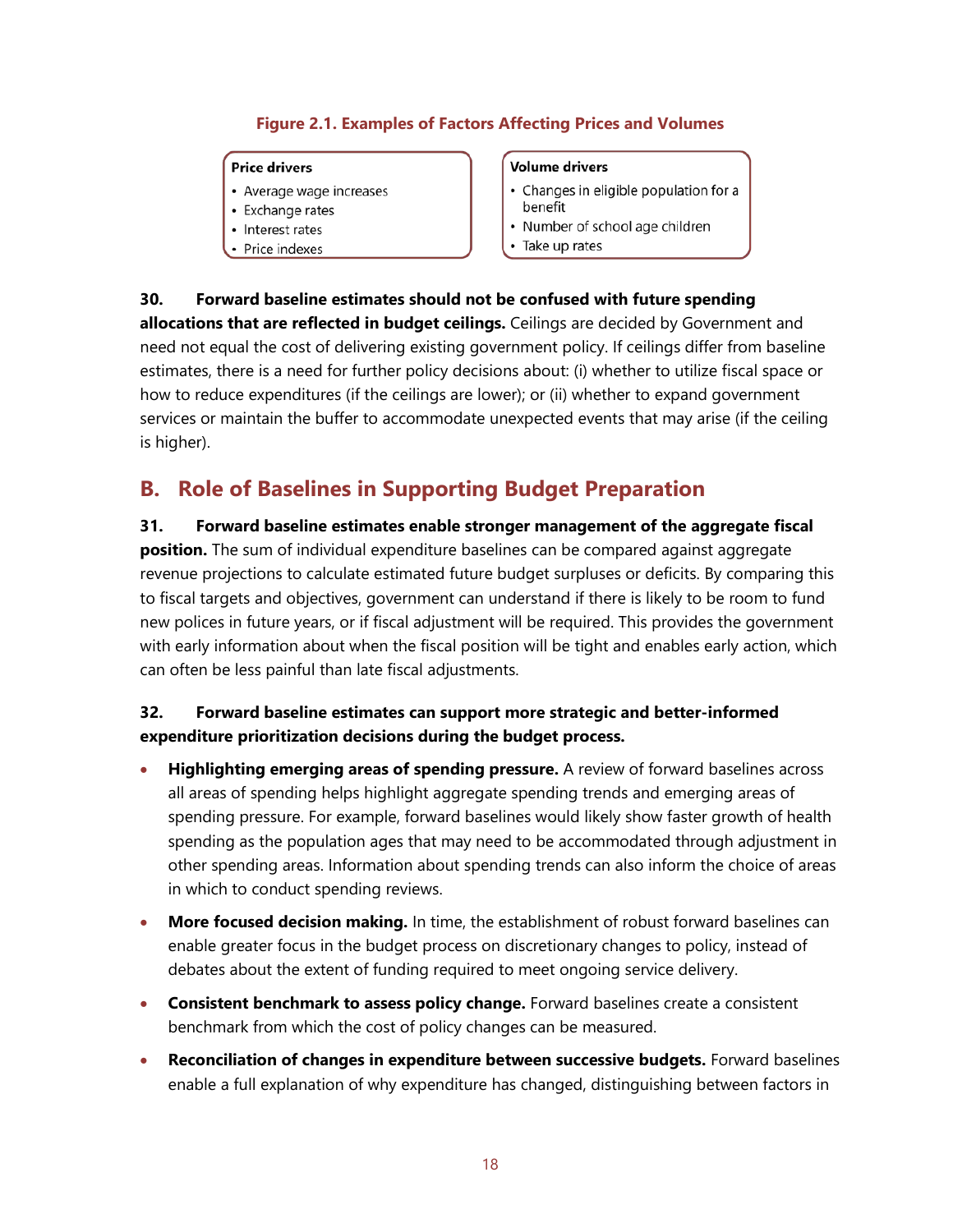**Figure 2.1. Examples of Factors Affecting Prices and Volumes**

| Price drivers | Volume drivers |
| --- | --- |
| • Average wage increases<br>• Exchange rates<br>• Interest rates<br>• Price indexes | • Changes in eligible population for a benefit<br>• Number of school age children<br>• Take up rates |

**30. Forward baseline estimates should not be confused with future spending allocations that are reflected in budget ceilings.** Ceilings are decided by Government and need not equal the cost of delivering existing government policy. If ceilings differ from baseline estimates, there is a need for further policy decisions about: (i) whether to utilize fiscal space or how to reduce expenditures (if the ceilings are lower); or (ii) whether to expand government services or maintain the buffer to accommodate unexpected events that may arise (if the ceiling is higher).

## B. Role of Baselines in Supporting Budget Preparation

**31. Forward baseline estimates enable stronger management of the aggregate fiscal position.** The sum of individual expenditure baselines can be compared against aggregate revenue projections to calculate estimated future budget surpluses or deficits. By comparing this to fiscal targets and objectives, government can understand if there is likely to be room to fund new polices in future years, or if fiscal adjustment will be required. This provides the government with early information about when the fiscal position will be tight and enables early action, which can often be less painful than late fiscal adjustments.

**32. Forward baseline estimates can support more strategic and better-informed expenditure prioritization decisions during the budget process.**

- **Highlighting emerging areas of spending pressure.** A review of forward baselines across all areas of spending helps highlight aggregate spending trends and emerging areas of spending pressure. For example, forward baselines would likely show faster growth of health spending as the population ages that may need to be accommodated through adjustment in other spending areas. Information about spending trends can also inform the choice of areas in which to conduct spending reviews.
- **More focused decision making.** In time, the establishment of robust forward baselines can enable greater focus in the budget process on discretionary changes to policy, instead of debates about the extent of funding required to meet ongoing service delivery.
- **Consistent benchmark to assess policy change.** Forward baselines create a consistent benchmark from which the cost of policy changes can be measured.
- **Reconciliation of changes in expenditure between successive budgets.** Forward baselines enable a full explanation of why expenditure has changed, distinguishing between factors in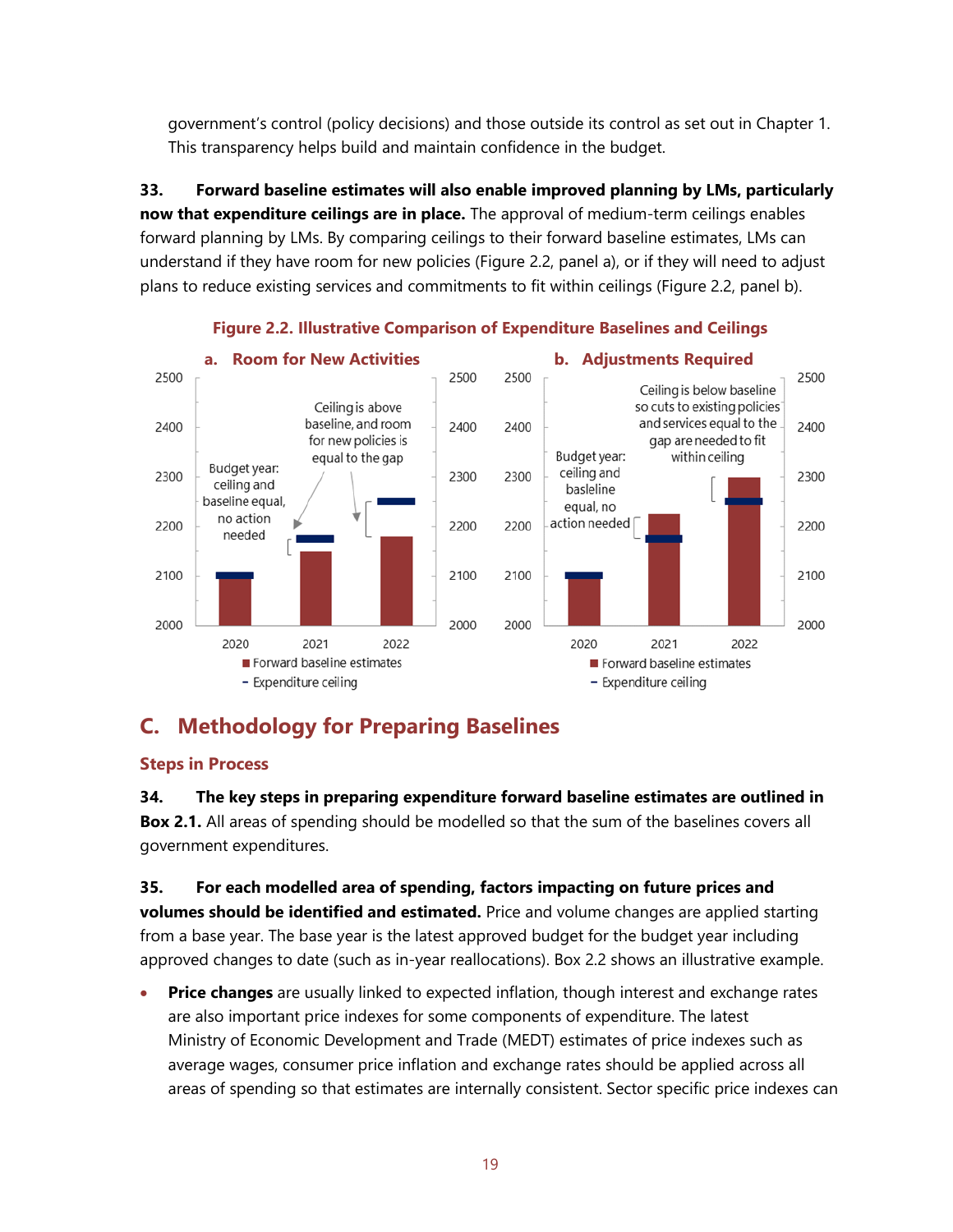government's control (policy decisions) and those outside its control as set out in Chapter 1. This transparency helps build and maintain confidence in the budget.

**33. Forward baseline estimates will also enable improved planning by LMs, particularly now that expenditure ceilings are in place.** The approval of medium-term ceilings enables forward planning by LMs. By comparing ceilings to their forward baseline estimates, LMs can understand if they have room for new policies (Figure 2.2, panel a), or if they will need to adjust plans to reduce existing services and commitments to fit within ceilings (Figure 2.2, panel b).

**Figure 2.2. Illustrative Comparison of Expenditure Baselines and Ceilings**

**a. Room for New Activities**

Budget year: ceiling and baseline equal, no action needed

Ceiling is above baseline, and room for new policies is equal to the gap

**b. Adjustments Required**

Budget year: ceiling and basleline equal, no action needed

Ceiling is below baseline so cuts to existing policies and services equal to the gap are needed to fit within ceiling

Forward baseline estimates

Expenditure ceiling

## C. Methodology for Preparing Baselines

### Steps in Process

**34. The key steps in preparing expenditure forward baseline estimates are outlined in Box 2.1.** All areas of spending should be modelled so that the sum of the baselines covers all government expenditures.

**35. For each modelled area of spending, factors impacting on future prices and volumes should be identified and estimated.** Price and volume changes are applied starting from a base year. The base year is the latest approved budget for the budget year including approved changes to date (such as in-year reallocations). Box 2.2 shows an illustrative example.

- **Price changes** are usually linked to expected inflation, though interest and exchange rates are also important price indexes for some components of expenditure. The latest Ministry of Economic Development and Trade (MEDT) estimates of price indexes such as average wages, consumer price inflation and exchange rates should be applied across all areas of spending so that estimates are internally consistent. Sector specific price indexes can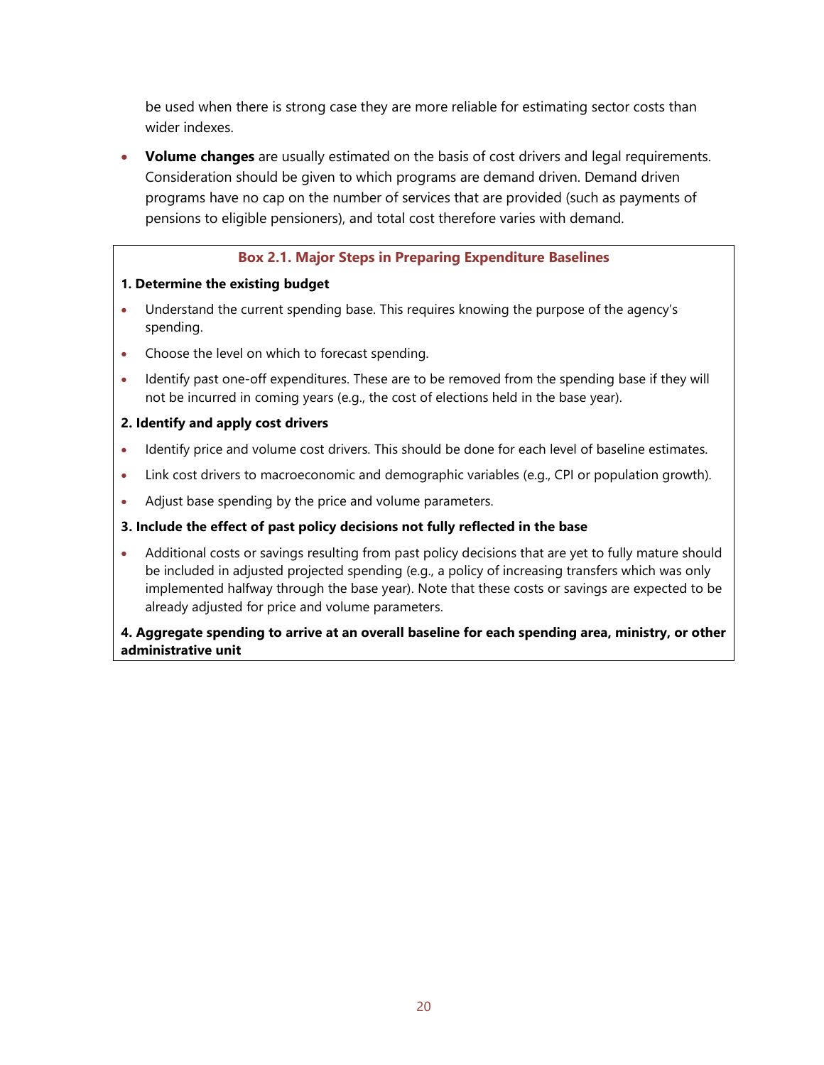be used when there is strong case they are more reliable for estimating sector costs than wider indexes.

- **Volume changes** are usually estimated on the basis of cost drivers and legal requirements. Consideration should be given to which programs are demand driven. Demand driven programs have no cap on the number of services that are provided (such as payments of pensions to eligible pensioners), and total cost therefore varies with demand.

### Box 2.1. Major Steps in Preparing Expenditure Baselines

**1. Determine the existing budget**

- Understand the current spending base. This requires knowing the purpose of the agency's spending.
- Choose the level on which to forecast spending.
- Identify past one-off expenditures. These are to be removed from the spending base if they will not be incurred in coming years (e.g., the cost of elections held in the base year).

**2. Identify and apply cost drivers**

- Identify price and volume cost drivers. This should be done for each level of baseline estimates.
- Link cost drivers to macroeconomic and demographic variables (e.g., CPI or population growth).
- Adjust base spending by the price and volume parameters.

**3. Include the effect of past policy decisions not fully reflected in the base**

- Additional costs or savings resulting from past policy decisions that are yet to fully mature should be included in adjusted projected spending (e.g., a policy of increasing transfers which was only implemented halfway through the base year). Note that these costs or savings are expected to be already adjusted for price and volume parameters.

**4. Aggregate spending to arrive at an overall baseline for each spending area, ministry, or other administrative unit**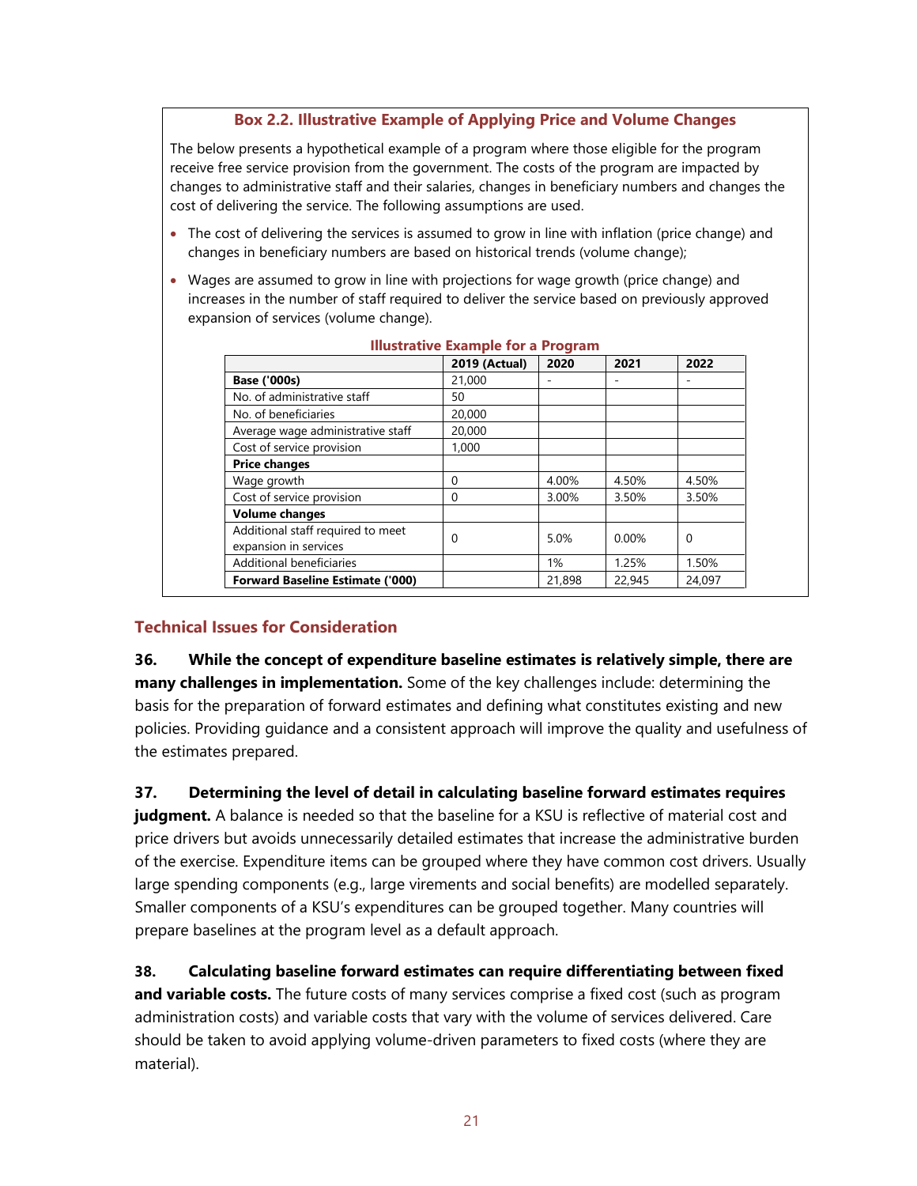**Box 2.2. Illustrative Example of Applying Price and Volume Changes**

The below presents a hypothetical example of a program where those eligible for the program receive free service provision from the government. The costs of the program are impacted by changes to administrative staff and their salaries, changes in beneficiary numbers and changes the cost of delivering the service. The following assumptions are used.

- The cost of delivering the services is assumed to grow in line with inflation (price change) and changes in beneficiary numbers are based on historical trends (volume change);
- Wages are assumed to grow in line with projections for wage growth (price change) and increases in the number of staff required to deliver the service based on previously approved expansion of services (volume change).

**Illustrative Example for a Program**

| | 2019 (Actual) | 2020 | 2021 | 2022 |
|---|---|---|---|---|
| **Base ('000s)** | 21,000 | - | - | - |
| No. of administrative staff | 50 | | | |
| No. of beneficiaries | 20,000 | | | |
| Average wage administrative staff | 20,000 | | | |
| Cost of service provision | 1,000 | | | |
| **Price changes** | | | | |
| Wage growth | 0 | 4.00% | 4.50% | 4.50% |
| Cost of service provision | 0 | 3.00% | 3.50% | 3.50% |
| **Volume changes** | | | | |
| Additional staff required to meet expansion in services | 0 | 5.0% | 0.00% | 0 |
| Additional beneficiaries | | 1% | 1.25% | 1.50% |
| **Forward Baseline Estimate ('000)** | | 21,898 | 22,945 | 24,097 |

## Technical Issues for Consideration

**36. While the concept of expenditure baseline estimates is relatively simple, there are many challenges in implementation.** Some of the key challenges include: determining the basis for the preparation of forward estimates and defining what constitutes existing and new policies. Providing guidance and a consistent approach will improve the quality and usefulness of the estimates prepared.

**37. Determining the level of detail in calculating baseline forward estimates requires judgment.** A balance is needed so that the baseline for a KSU is reflective of material cost and price drivers but avoids unnecessarily detailed estimates that increase the administrative burden of the exercise. Expenditure items can be grouped where they have common cost drivers. Usually large spending components (e.g., large virements and social benefits) are modelled separately. Smaller components of a KSU's expenditures can be grouped together. Many countries will prepare baselines at the program level as a default approach.

**38. Calculating baseline forward estimates can require differentiating between fixed and variable costs.** The future costs of many services comprise a fixed cost (such as program administration costs) and variable costs that vary with the volume of services delivered. Care should be taken to avoid applying volume-driven parameters to fixed costs (where they are material).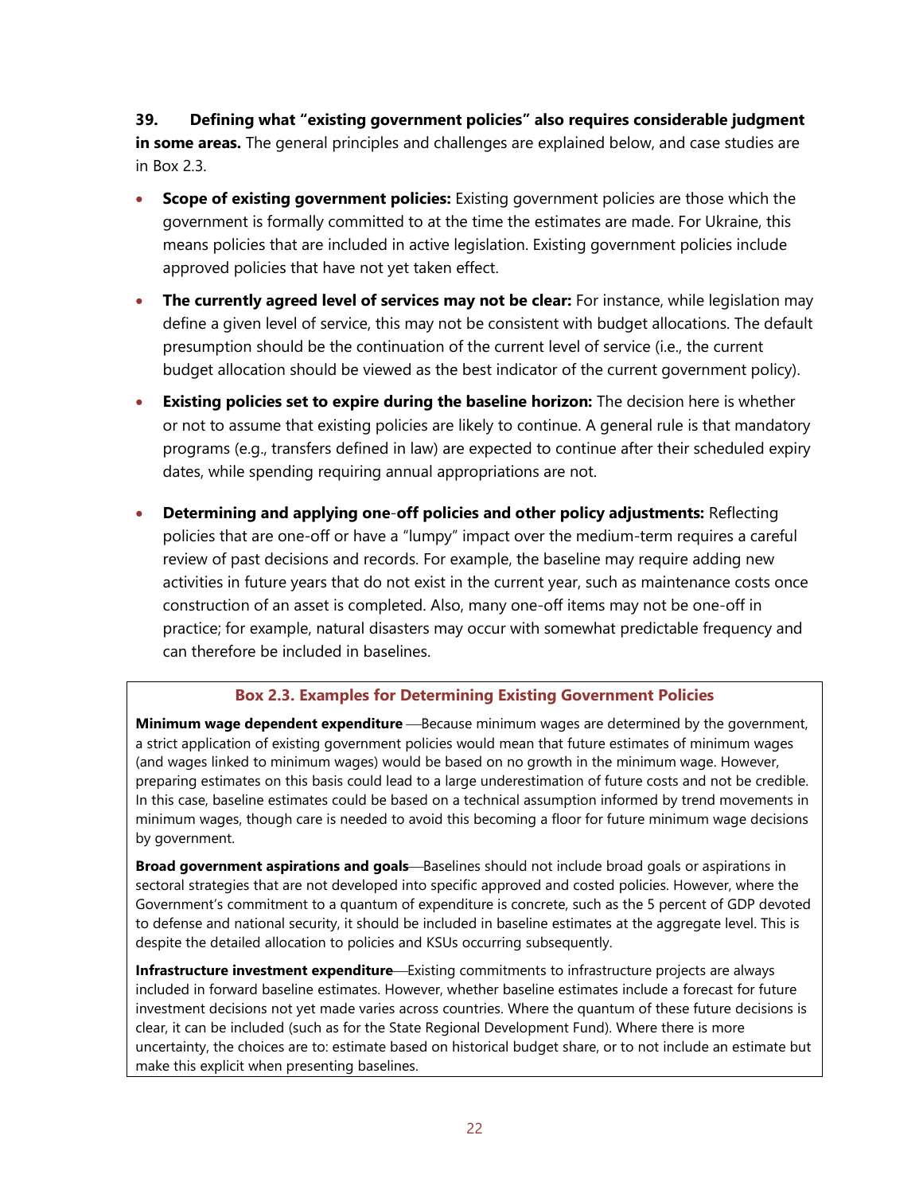**39. Defining what "existing government policies" also requires considerable judgment in some areas.** The general principles and challenges are explained below, and case studies are in Box 2.3.

- **Scope of existing government policies:** Existing government policies are those which the government is formally committed to at the time the estimates are made. For Ukraine, this means policies that are included in active legislation. Existing government policies include approved policies that have not yet taken effect.
- **The currently agreed level of services may not be clear:** For instance, while legislation may define a given level of service, this may not be consistent with budget allocations. The default presumption should be the continuation of the current level of service (i.e., the current budget allocation should be viewed as the best indicator of the current government policy).
- **Existing policies set to expire during the baseline horizon:** The decision here is whether or not to assume that existing policies are likely to continue. A general rule is that mandatory programs (e.g., transfers defined in law) are expected to continue after their scheduled expiry dates, while spending requiring annual appropriations are not.
- **Determining and applying one-off policies and other policy adjustments:** Reflecting policies that are one-off or have a "lumpy" impact over the medium-term requires a careful review of past decisions and records. For example, the baseline may require adding new activities in future years that do not exist in the current year, such as maintenance costs once construction of an asset is completed. Also, many one-off items may not be one-off in practice; for example, natural disasters may occur with somewhat predictable frequency and can therefore be included in baselines.

**Box 2.3. Examples for Determining Existing Government Policies**

**Minimum wage dependent expenditure** —Because minimum wages are determined by the government, a strict application of existing government policies would mean that future estimates of minimum wages (and wages linked to minimum wages) would be based on no growth in the minimum wage. However, preparing estimates on this basis could lead to a large underestimation of future costs and not be credible. In this case, baseline estimates could be based on a technical assumption informed by trend movements in minimum wages, though care is needed to avoid this becoming a floor for future minimum wage decisions by government.

**Broad government aspirations and goals**—Baselines should not include broad goals or aspirations in sectoral strategies that are not developed into specific approved and costed policies. However, where the Government's commitment to a quantum of expenditure is concrete, such as the 5 percent of GDP devoted to defense and national security, it should be included in baseline estimates at the aggregate level. This is despite the detailed allocation to policies and KSUs occurring subsequently.

**Infrastructure investment expenditure**—Existing commitments to infrastructure projects are always included in forward baseline estimates. However, whether baseline estimates include a forecast for future investment decisions not yet made varies across countries. Where the quantum of these future decisions is clear, it can be included (such as for the State Regional Development Fund). Where there is more uncertainty, the choices are to: estimate based on historical budget share, or to not include an estimate but make this explicit when presenting baselines.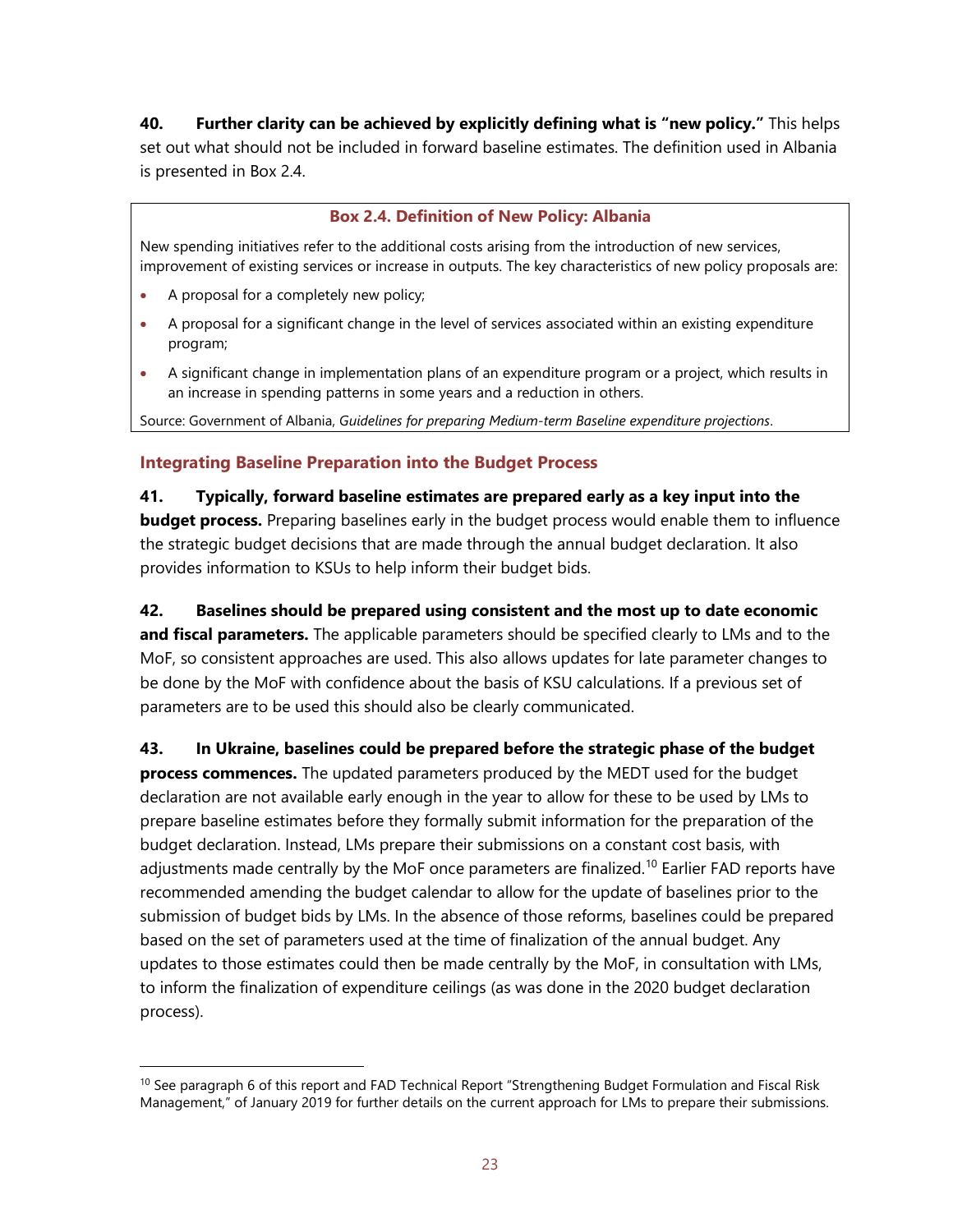**40. Further clarity can be achieved by explicitly defining what is "new policy."** This helps set out what should not be included in forward baseline estimates. The definition used in Albania is presented in Box 2.4.

> **Box 2.4. Definition of New Policy: Albania**
>
> New spending initiatives refer to the additional costs arising from the introduction of new services, improvement of existing services or increase in outputs. The key characteristics of new policy proposals are:
>
> - A proposal for a completely new policy;
> - A proposal for a significant change in the level of services associated within an existing expenditure program;
> - A significant change in implementation plans of an expenditure program or a project, which results in an increase in spending patterns in some years and a reduction in others.
>
> Source: Government of Albania, *Guidelines for preparing Medium-term Baseline expenditure projections*.

### Integrating Baseline Preparation into the Budget Process

**41. Typically, forward baseline estimates are prepared early as a key input into the budget process.** Preparing baselines early in the budget process would enable them to influence the strategic budget decisions that are made through the annual budget declaration. It also provides information to KSUs to help inform their budget bids.

**42. Baselines should be prepared using consistent and the most up to date economic and fiscal parameters.** The applicable parameters should be specified clearly to LMs and to the MoF, so consistent approaches are used. This also allows updates for late parameter changes to be done by the MoF with confidence about the basis of KSU calculations. If a previous set of parameters are to be used this should also be clearly communicated.

**43. In Ukraine, baselines could be prepared before the strategic phase of the budget process commences.** The updated parameters produced by the MEDT used for the budget declaration are not available early enough in the year to allow for these to be used by LMs to prepare baseline estimates before they formally submit information for the preparation of the budget declaration. Instead, LMs prepare their submissions on a constant cost basis, with adjustments made centrally by the MoF once parameters are finalized.[10] Earlier FAD reports have recommended amending the budget calendar to allow for the update of baselines prior to the submission of budget bids by LMs. In the absence of those reforms, baselines could be prepared based on the set of parameters used at the time of finalization of the annual budget. Any updates to those estimates could then be made centrally by the MoF, in consultation with LMs, to inform the finalization of expenditure ceilings (as was done in the 2020 budget declaration process).

---

[10] See paragraph 6 of this report and FAD Technical Report "Strengthening Budget Formulation and Fiscal Risk Management," of January 2019 for further details on the current approach for LMs to prepare their submissions.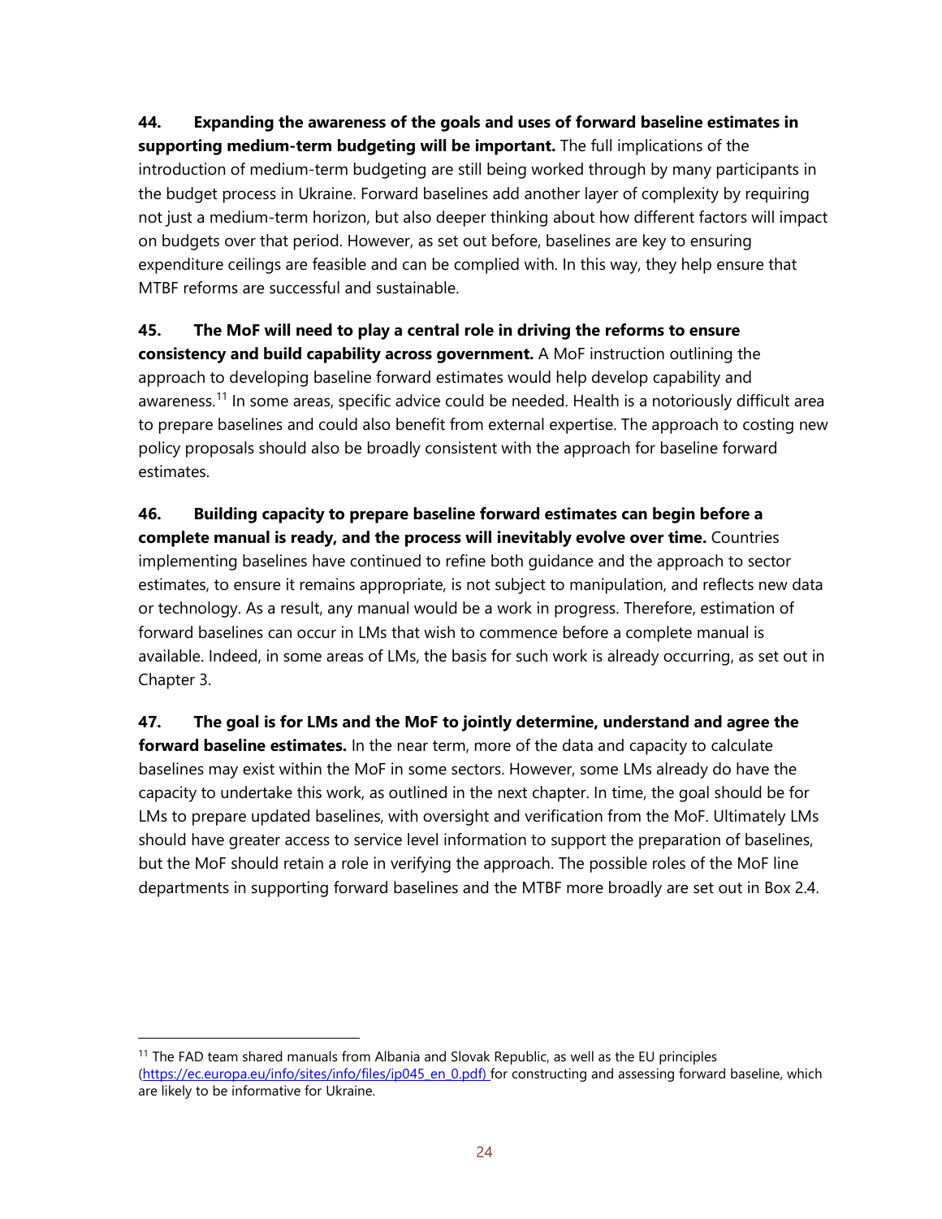**44. Expanding the awareness of the goals and uses of forward baseline estimates in supporting medium-term budgeting will be important.** The full implications of the introduction of medium-term budgeting are still being worked through by many participants in the budget process in Ukraine. Forward baselines add another layer of complexity by requiring not just a medium-term horizon, but also deeper thinking about how different factors will impact on budgets over that period. However, as set out before, baselines are key to ensuring expenditure ceilings are feasible and can be complied with. In this way, they help ensure that MTBF reforms are successful and sustainable.

**45. The MoF will need to play a central role in driving the reforms to ensure consistency and build capability across government.** A MoF instruction outlining the approach to developing baseline forward estimates would help develop capability and awareness.[11] In some areas, specific advice could be needed. Health is a notoriously difficult area to prepare baselines and could also benefit from external expertise. The approach to costing new policy proposals should also be broadly consistent with the approach for baseline forward estimates.

**46. Building capacity to prepare baseline forward estimates can begin before a complete manual is ready, and the process will inevitably evolve over time.** Countries implementing baselines have continued to refine both guidance and the approach to sector estimates, to ensure it remains appropriate, is not subject to manipulation, and reflects new data or technology. As a result, any manual would be a work in progress. Therefore, estimation of forward baselines can occur in LMs that wish to commence before a complete manual is available. Indeed, in some areas of LMs, the basis for such work is already occurring, as set out in Chapter 3.

**47. The goal is for LMs and the MoF to jointly determine, understand and agree the forward baseline estimates.** In the near term, more of the data and capacity to calculate baselines may exist within the MoF in some sectors. However, some LMs already do have the capacity to undertake this work, as outlined in the next chapter. In time, the goal should be for LMs to prepare updated baselines, with oversight and verification from the MoF. Ultimately LMs should have greater access to service level information to support the preparation of baselines, but the MoF should retain a role in verifying the approach. The possible roles of the MoF line departments in supporting forward baselines and the MTBF more broadly are set out in Box 2.4.

---

[11] The FAD team shared manuals from Albania and Slovak Republic, as well as the EU principles (https://ec.europa.eu/info/sites/info/files/ip045_en_0.pdf) for constructing and assessing forward baseline, which are likely to be informative for Ukraine.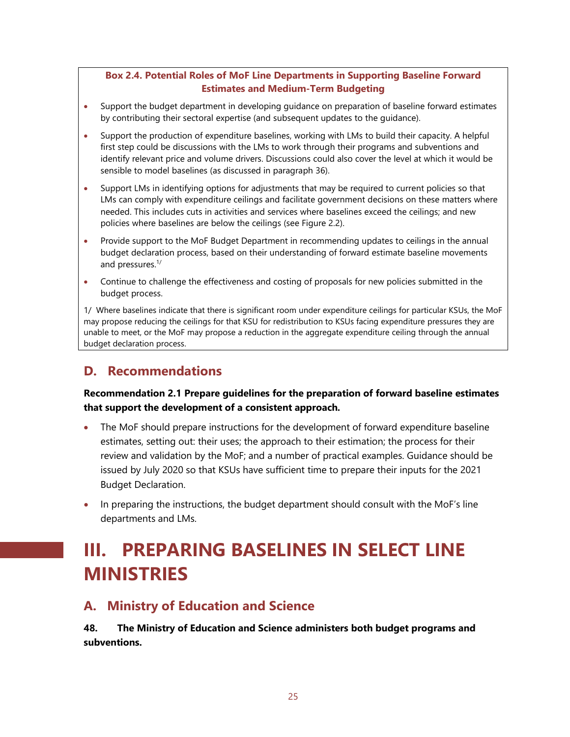**Box 2.4. Potential Roles of MoF Line Departments in Supporting Baseline Forward Estimates and Medium-Term Budgeting**

- Support the budget department in developing guidance on preparation of baseline forward estimates by contributing their sectoral expertise (and subsequent updates to the guidance).
- Support the production of expenditure baselines, working with LMs to build their capacity. A helpful first step could be discussions with the LMs to work through their programs and subventions and identify relevant price and volume drivers. Discussions could also cover the level at which it would be sensible to model baselines (as discussed in paragraph 36).
- Support LMs in identifying options for adjustments that may be required to current policies so that LMs can comply with expenditure ceilings and facilitate government decisions on these matters where needed. This includes cuts in activities and services where baselines exceed the ceilings; and new policies where baselines are below the ceilings (see Figure 2.2).
- Provide support to the MoF Budget Department in recommending updates to ceilings in the annual budget declaration process, based on their understanding of forward estimate baseline movements and pressures.[1/]
- Continue to challenge the effectiveness and costing of proposals for new policies submitted in the budget process.

1/ Where baselines indicate that there is significant room under expenditure ceilings for particular KSUs, the MoF may propose reducing the ceilings for that KSU for redistribution to KSUs facing expenditure pressures they are unable to meet, or the MoF may propose a reduction in the aggregate expenditure ceiling through the annual budget declaration process.

## D. Recommendations

**Recommendation 2.1 Prepare guidelines for the preparation of forward baseline estimates that support the development of a consistent approach.**

- The MoF should prepare instructions for the development of forward expenditure baseline estimates, setting out: their uses; the approach to their estimation; the process for their review and validation by the MoF; and a number of practical examples. Guidance should be issued by July 2020 so that KSUs have sufficient time to prepare their inputs for the 2021 Budget Declaration.
- In preparing the instructions, the budget department should consult with the MoF's line departments and LMs.

# III. PREPARING BASELINES IN SELECT LINE MINISTRIES

## A. Ministry of Education and Science

**48. The Ministry of Education and Science administers both budget programs and subventions.**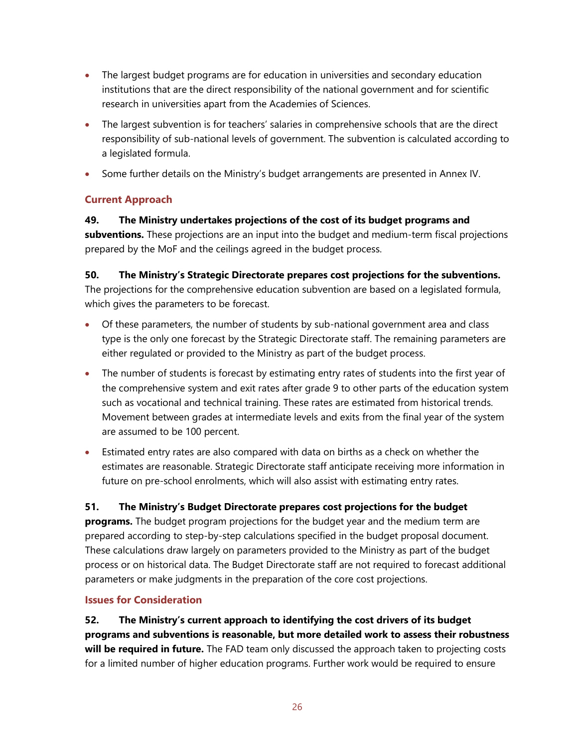- The largest budget programs are for education in universities and secondary education institutions that are the direct responsibility of the national government and for scientific research in universities apart from the Academies of Sciences.
- The largest subvention is for teachers' salaries in comprehensive schools that are the direct responsibility of sub-national levels of government. The subvention is calculated according to a legislated formula.
- Some further details on the Ministry's budget arrangements are presented in Annex IV.

### Current Approach

**49. The Ministry undertakes projections of the cost of its budget programs and subventions.** These projections are an input into the budget and medium-term fiscal projections prepared by the MoF and the ceilings agreed in the budget process.

**50. The Ministry's Strategic Directorate prepares cost projections for the subventions.** The projections for the comprehensive education subvention are based on a legislated formula, which gives the parameters to be forecast.

- Of these parameters, the number of students by sub-national government area and class type is the only one forecast by the Strategic Directorate staff. The remaining parameters are either regulated or provided to the Ministry as part of the budget process.
- The number of students is forecast by estimating entry rates of students into the first year of the comprehensive system and exit rates after grade 9 to other parts of the education system such as vocational and technical training. These rates are estimated from historical trends. Movement between grades at intermediate levels and exits from the final year of the system are assumed to be 100 percent.
- Estimated entry rates are also compared with data on births as a check on whether the estimates are reasonable. Strategic Directorate staff anticipate receiving more information in future on pre-school enrolments, which will also assist with estimating entry rates.

**51. The Ministry's Budget Directorate prepares cost projections for the budget programs.** The budget program projections for the budget year and the medium term are prepared according to step-by-step calculations specified in the budget proposal document. These calculations draw largely on parameters provided to the Ministry as part of the budget process or on historical data. The Budget Directorate staff are not required to forecast additional parameters or make judgments in the preparation of the core cost projections.

### Issues for Consideration

**52. The Ministry's current approach to identifying the cost drivers of its budget programs and subventions is reasonable, but more detailed work to assess their robustness will be required in future.** The FAD team only discussed the approach taken to projecting costs for a limited number of higher education programs. Further work would be required to ensure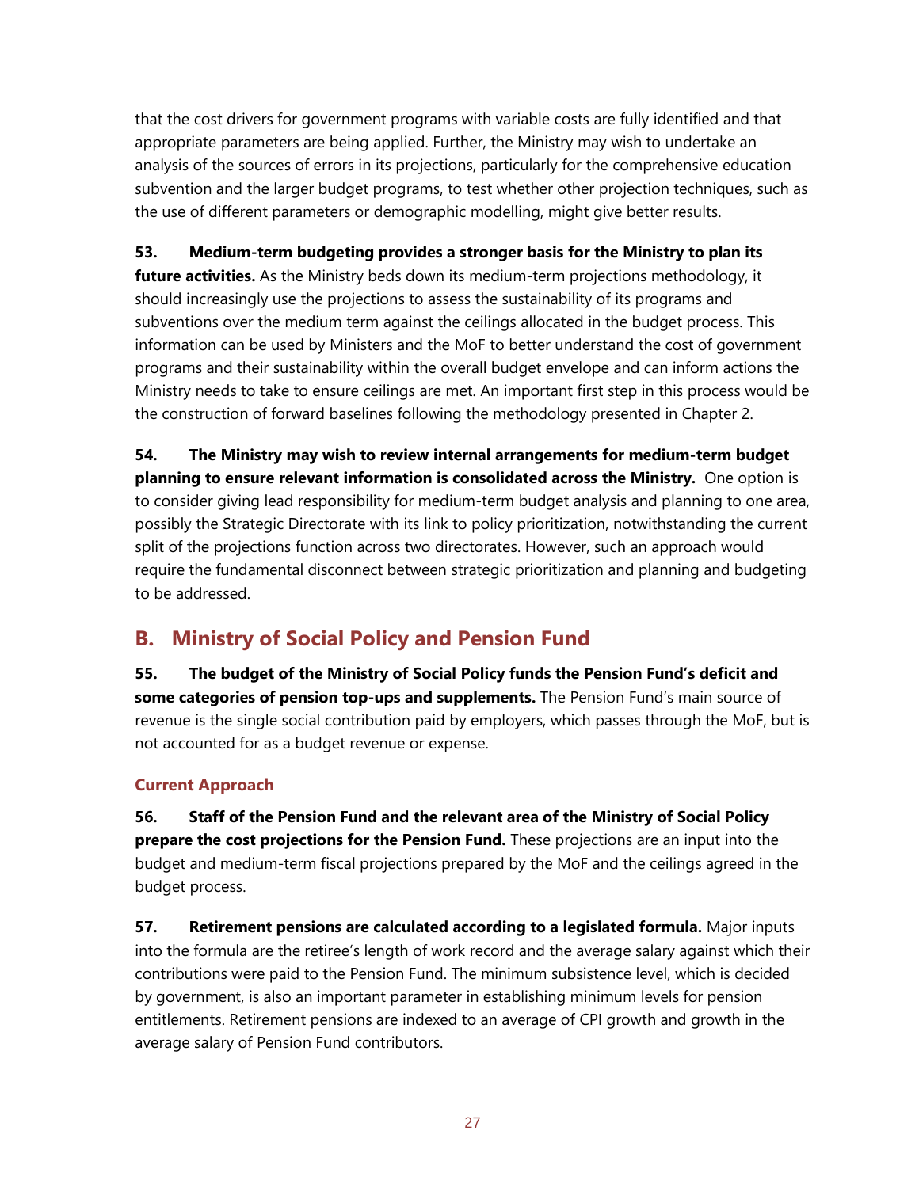that the cost drivers for government programs with variable costs are fully identified and that appropriate parameters are being applied. Further, the Ministry may wish to undertake an analysis of the sources of errors in its projections, particularly for the comprehensive education subvention and the larger budget programs, to test whether other projection techniques, such as the use of different parameters or demographic modelling, might give better results.

**53. Medium-term budgeting provides a stronger basis for the Ministry to plan its future activities.** As the Ministry beds down its medium-term projections methodology, it should increasingly use the projections to assess the sustainability of its programs and subventions over the medium term against the ceilings allocated in the budget process. This information can be used by Ministers and the MoF to better understand the cost of government programs and their sustainability within the overall budget envelope and can inform actions the Ministry needs to take to ensure ceilings are met. An important first step in this process would be the construction of forward baselines following the methodology presented in Chapter 2.

**54. The Ministry may wish to review internal arrangements for medium-term budget planning to ensure relevant information is consolidated across the Ministry.** One option is to consider giving lead responsibility for medium-term budget analysis and planning to one area, possibly the Strategic Directorate with its link to policy prioritization, notwithstanding the current split of the projections function across two directorates. However, such an approach would require the fundamental disconnect between strategic prioritization and planning and budgeting to be addressed.

## B. Ministry of Social Policy and Pension Fund

**55. The budget of the Ministry of Social Policy funds the Pension Fund's deficit and some categories of pension top-ups and supplements.** The Pension Fund's main source of revenue is the single social contribution paid by employers, which passes through the MoF, but is not accounted for as a budget revenue or expense.

### Current Approach

**56. Staff of the Pension Fund and the relevant area of the Ministry of Social Policy prepare the cost projections for the Pension Fund.** These projections are an input into the budget and medium-term fiscal projections prepared by the MoF and the ceilings agreed in the budget process.

**57. Retirement pensions are calculated according to a legislated formula.** Major inputs into the formula are the retiree's length of work record and the average salary against which their contributions were paid to the Pension Fund. The minimum subsistence level, which is decided by government, is also an important parameter in establishing minimum levels for pension entitlements. Retirement pensions are indexed to an average of CPI growth and growth in the average salary of Pension Fund contributors.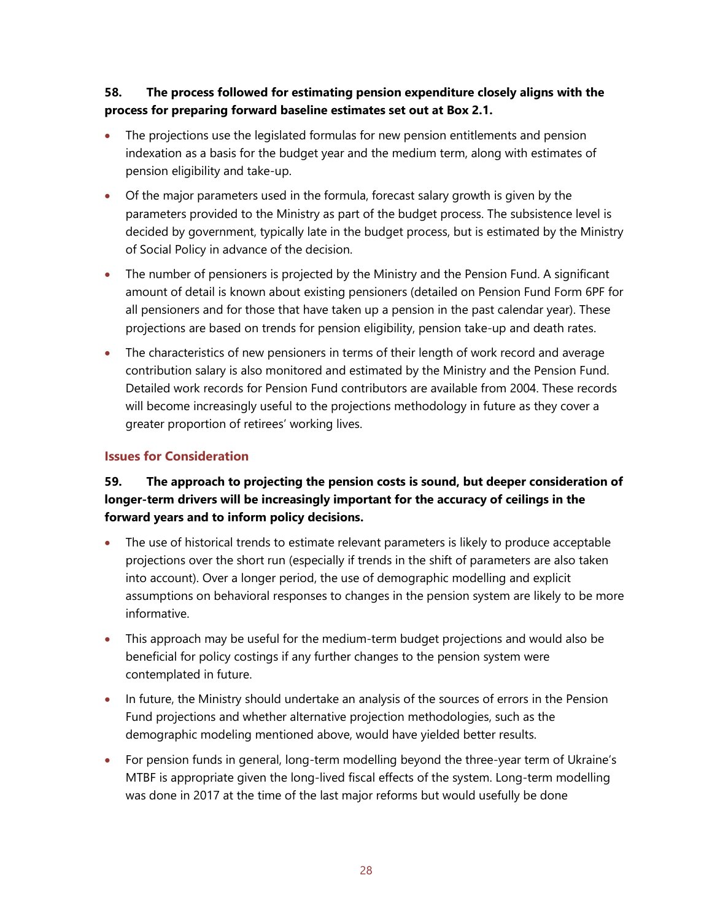**58. The process followed for estimating pension expenditure closely aligns with the process for preparing forward baseline estimates set out at Box 2.1.**

- The projections use the legislated formulas for new pension entitlements and pension indexation as a basis for the budget year and the medium term, along with estimates of pension eligibility and take-up.
- Of the major parameters used in the formula, forecast salary growth is given by the parameters provided to the Ministry as part of the budget process. The subsistence level is decided by government, typically late in the budget process, but is estimated by the Ministry of Social Policy in advance of the decision.
- The number of pensioners is projected by the Ministry and the Pension Fund. A significant amount of detail is known about existing pensioners (detailed on Pension Fund Form 6PF for all pensioners and for those that have taken up a pension in the past calendar year). These projections are based on trends for pension eligibility, pension take-up and death rates.
- The characteristics of new pensioners in terms of their length of work record and average contribution salary is also monitored and estimated by the Ministry and the Pension Fund. Detailed work records for Pension Fund contributors are available from 2004. These records will become increasingly useful to the projections methodology in future as they cover a greater proportion of retirees' working lives.

### Issues for Consideration

**59. The approach to projecting the pension costs is sound, but deeper consideration of longer-term drivers will be increasingly important for the accuracy of ceilings in the forward years and to inform policy decisions.**

- The use of historical trends to estimate relevant parameters is likely to produce acceptable projections over the short run (especially if trends in the shift of parameters are also taken into account). Over a longer period, the use of demographic modelling and explicit assumptions on behavioral responses to changes in the pension system are likely to be more informative.
- This approach may be useful for the medium-term budget projections and would also be beneficial for policy costings if any further changes to the pension system were contemplated in future.
- In future, the Ministry should undertake an analysis of the sources of errors in the Pension Fund projections and whether alternative projection methodologies, such as the demographic modeling mentioned above, would have yielded better results.
- For pension funds in general, long-term modelling beyond the three-year term of Ukraine's MTBF is appropriate given the long-lived fiscal effects of the system. Long-term modelling was done in 2017 at the time of the last major reforms but would usefully be done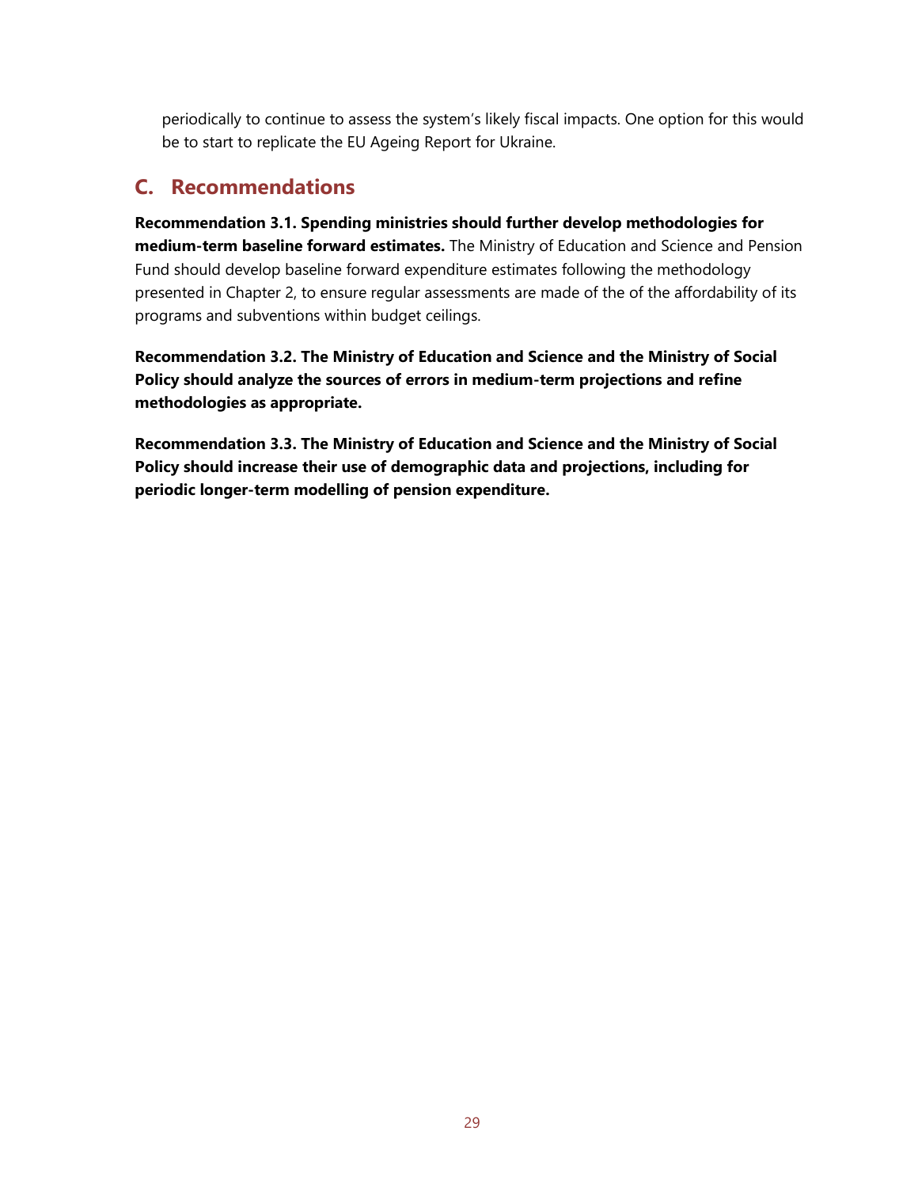periodically to continue to assess the system's likely fiscal impacts. One option for this would be to start to replicate the EU Ageing Report for Ukraine.

## C. Recommendations

**Recommendation 3.1. Spending ministries should further develop methodologies for medium-term baseline forward estimates.** The Ministry of Education and Science and Pension Fund should develop baseline forward expenditure estimates following the methodology presented in Chapter 2, to ensure regular assessments are made of the of the affordability of its programs and subventions within budget ceilings.

**Recommendation 3.2. The Ministry of Education and Science and the Ministry of Social Policy should analyze the sources of errors in medium-term projections and refine methodologies as appropriate.**

**Recommendation 3.3. The Ministry of Education and Science and the Ministry of Social Policy should increase their use of demographic data and projections, including for periodic longer-term modelling of pension expenditure.**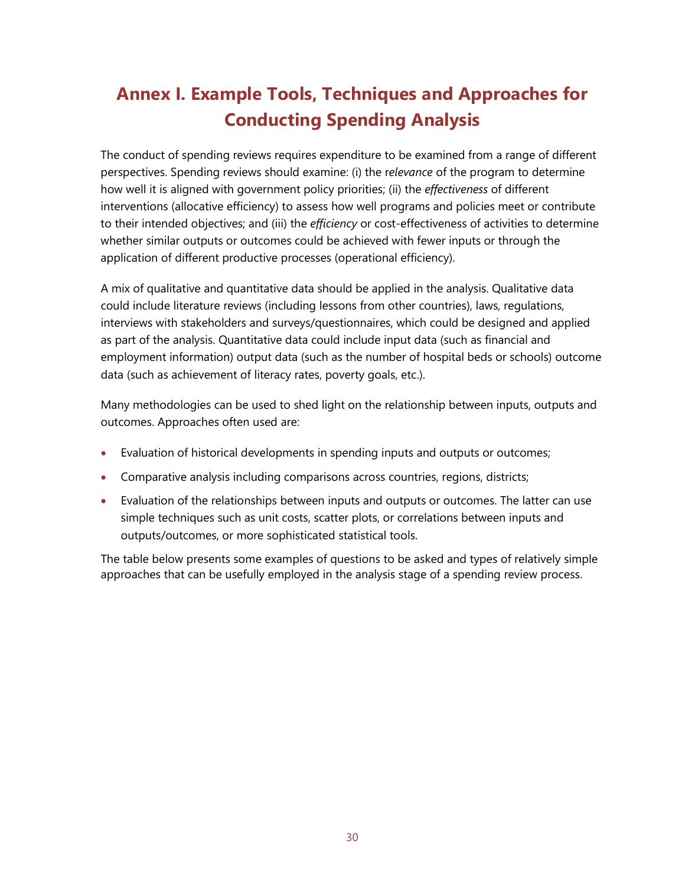# Annex I. Example Tools, Techniques and Approaches for Conducting Spending Analysis

The conduct of spending reviews requires expenditure to be examined from a range of different perspectives. Spending reviews should examine: (i) the r*elevance* of the program to determine how well it is aligned with government policy priorities; (ii) the *effectiveness* of different interventions (allocative efficiency) to assess how well programs and policies meet or contribute to their intended objectives; and (iii) the *efficiency* or cost-effectiveness of activities to determine whether similar outputs or outcomes could be achieved with fewer inputs or through the application of different productive processes (operational efficiency).

A mix of qualitative and quantitative data should be applied in the analysis. Qualitative data could include literature reviews (including lessons from other countries), laws, regulations, interviews with stakeholders and surveys/questionnaires, which could be designed and applied as part of the analysis. Quantitative data could include input data (such as financial and employment information) output data (such as the number of hospital beds or schools) outcome data (such as achievement of literacy rates, poverty goals, etc.).

Many methodologies can be used to shed light on the relationship between inputs, outputs and outcomes. Approaches often used are:

- Evaluation of historical developments in spending inputs and outputs or outcomes;
- Comparative analysis including comparisons across countries, regions, districts;
- Evaluation of the relationships between inputs and outputs or outcomes. The latter can use simple techniques such as unit costs, scatter plots, or correlations between inputs and outputs/outcomes, or more sophisticated statistical tools.

The table below presents some examples of questions to be asked and types of relatively simple approaches that can be usefully employed in the analysis stage of a spending review process.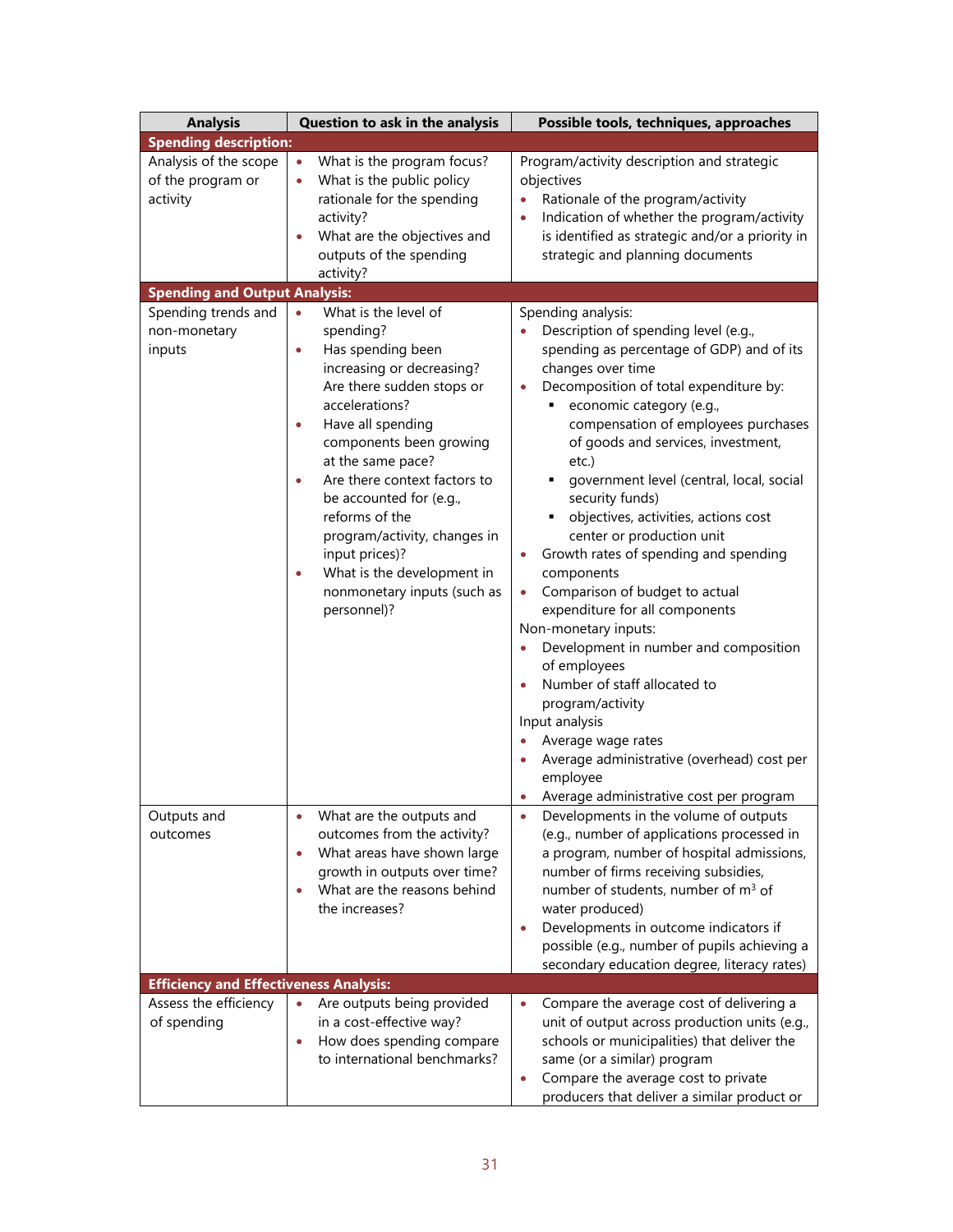| Analysis | Question to ask in the analysis | Possible tools, techniques, approaches |
|---|---|---|
| **Spending description:** | | |
| Analysis of the scope of the program or activity | • What is the program focus?<br>• What is the public policy rationale for the spending activity?<br>• What are the objectives and outputs of the spending activity? | Program/activity description and strategic objectives<br>• Rationale of the program/activity<br>• Indication of whether the program/activity is identified as strategic and/or a priority in strategic and planning documents |
| **Spending and Output Analysis:** | | |
| Spending trends and non-monetary inputs | • What is the level of spending?<br>• Has spending been increasing or decreasing? Are there sudden stops or accelerations?<br>• Have all spending components been growing at the same pace?<br>• Are there context factors to be accounted for (e.g., reforms of the program/activity, changes in input prices)?<br>• What is the development in nonmonetary inputs (such as personnel)? | Spending analysis:<br>• Description of spending level (e.g., spending as percentage of GDP) and of its changes over time<br>• Decomposition of total expenditure by:<br>▪ economic category (e.g., compensation of employees purchases of goods and services, investment, etc.)<br>▪ government level (central, local, social security funds)<br>▪ objectives, activities, actions cost center or production unit<br>• Growth rates of spending and spending components<br>• Comparison of budget to actual expenditure for all components<br>Non-monetary inputs:<br>• Development in number and composition of employees<br>• Number of staff allocated to program/activity<br>Input analysis<br>• Average wage rates<br>• Average administrative (overhead) cost per employee<br>• Average administrative cost per program |
| Outputs and outcomes | • What are the outputs and outcomes from the activity?<br>• What areas have shown large growth in outputs over time?<br>• What are the reasons behind the increases? | • Developments in the volume of outputs (e.g., number of applications processed in a program, number of hospital admissions, number of firms receiving subsidies, number of students, number of $m^3$ of water produced)<br>• Developments in outcome indicators if possible (e.g., number of pupils achieving a secondary education degree, literacy rates) |
| **Efficiency and Effectiveness Analysis:** | | |
| Assess the efficiency of spending | • Are outputs being provided in a cost-effective way?<br>• How does spending compare to international benchmarks? | • Compare the average cost of delivering a unit of output across production units (e.g., schools or municipalities) that deliver the same (or a similar) program<br>• Compare the average cost to private producers that deliver a similar product or |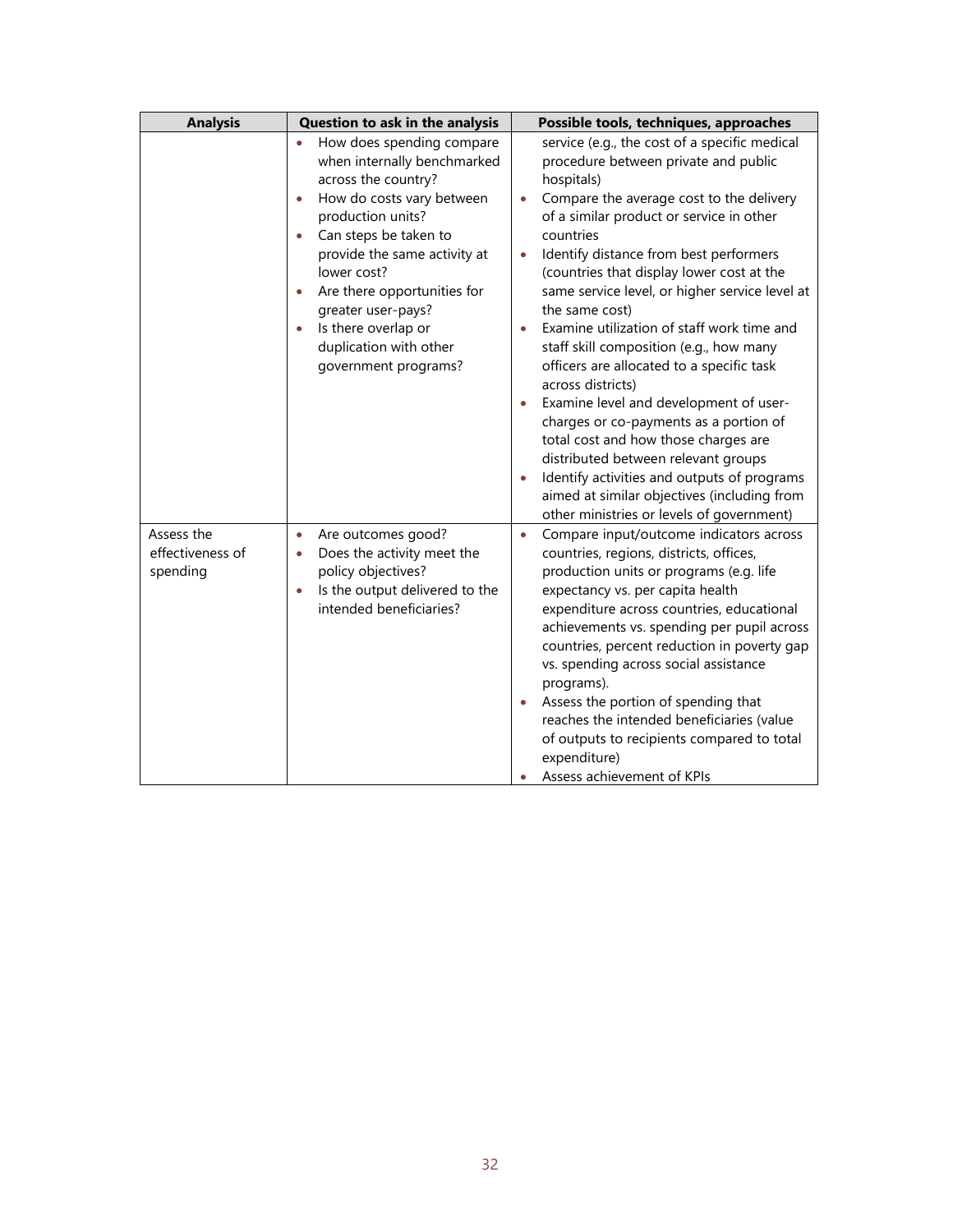| Analysis | Question to ask in the analysis | Possible tools, techniques, approaches |
| --- | --- | --- |
| | • How does spending compare when internally benchmarked across the country?<br>• How do costs vary between production units?<br>• Can steps be taken to provide the same activity at lower cost?<br>• Are there opportunities for greater user-pays?<br>• Is there overlap or duplication with other government programs? | service (e.g., the cost of a specific medical procedure between private and public hospitals)<br>• Compare the average cost to the delivery of a similar product or service in other countries<br>• Identify distance from best performers (countries that display lower cost at the same service level, or higher service level at the same cost)<br>• Examine utilization of staff work time and staff skill composition (e.g., how many officers are allocated to a specific task across districts)<br>• Examine level and development of user-charges or co-payments as a portion of total cost and how those charges are distributed between relevant groups<br>• Identify activities and outputs of programs aimed at similar objectives (including from other ministries or levels of government) |
| Assess the effectiveness of spending | • Are outcomes good?<br>• Does the activity meet the policy objectives?<br>• Is the output delivered to the intended beneficiaries? | • Compare input/outcome indicators across countries, regions, districts, offices, production units or programs (e.g. life expectancy vs. per capita health expenditure across countries, educational achievements vs. spending per pupil across countries, percent reduction in poverty gap vs. spending across social assistance programs).<br>• Assess the portion of spending that reaches the intended beneficiaries (value of outputs to recipients compared to total expenditure)<br>• Assess achievement of KPIs |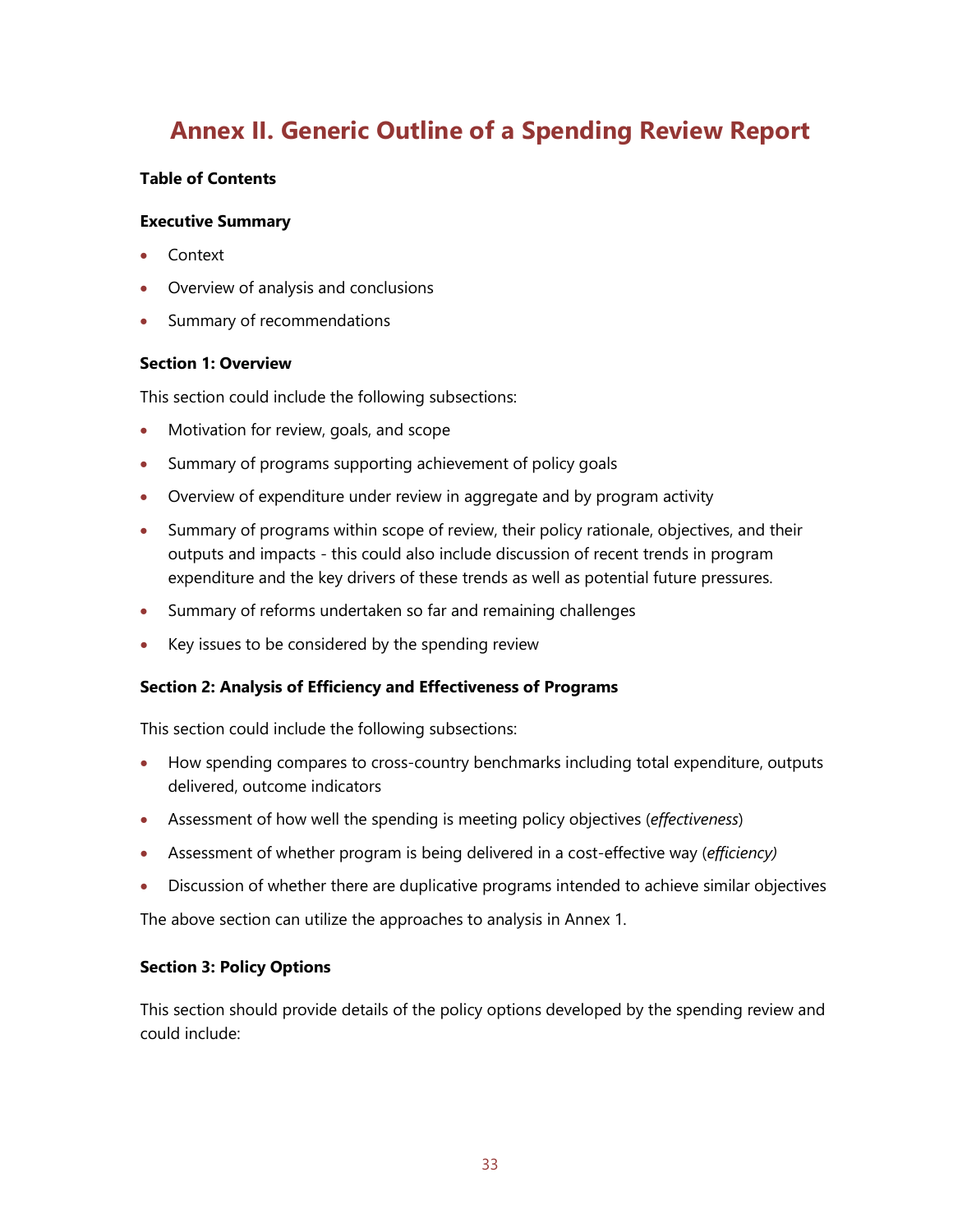# Annex II. Generic Outline of a Spending Review Report

**Table of Contents**

**Executive Summary**

- Context
- Overview of analysis and conclusions
- Summary of recommendations

**Section 1: Overview**

This section could include the following subsections:

- Motivation for review, goals, and scope
- Summary of programs supporting achievement of policy goals
- Overview of expenditure under review in aggregate and by program activity
- Summary of programs within scope of review, their policy rationale, objectives, and their outputs and impacts - this could also include discussion of recent trends in program expenditure and the key drivers of these trends as well as potential future pressures.
- Summary of reforms undertaken so far and remaining challenges
- Key issues to be considered by the spending review

**Section 2: Analysis of Efficiency and Effectiveness of Programs**

This section could include the following subsections:

- How spending compares to cross-country benchmarks including total expenditure, outputs delivered, outcome indicators
- Assessment of how well the spending is meeting policy objectives (*effectiveness*)
- Assessment of whether program is being delivered in a cost-effective way (*efficiency)*
- Discussion of whether there are duplicative programs intended to achieve similar objectives

The above section can utilize the approaches to analysis in Annex 1.

**Section 3: Policy Options**

This section should provide details of the policy options developed by the spending review and could include: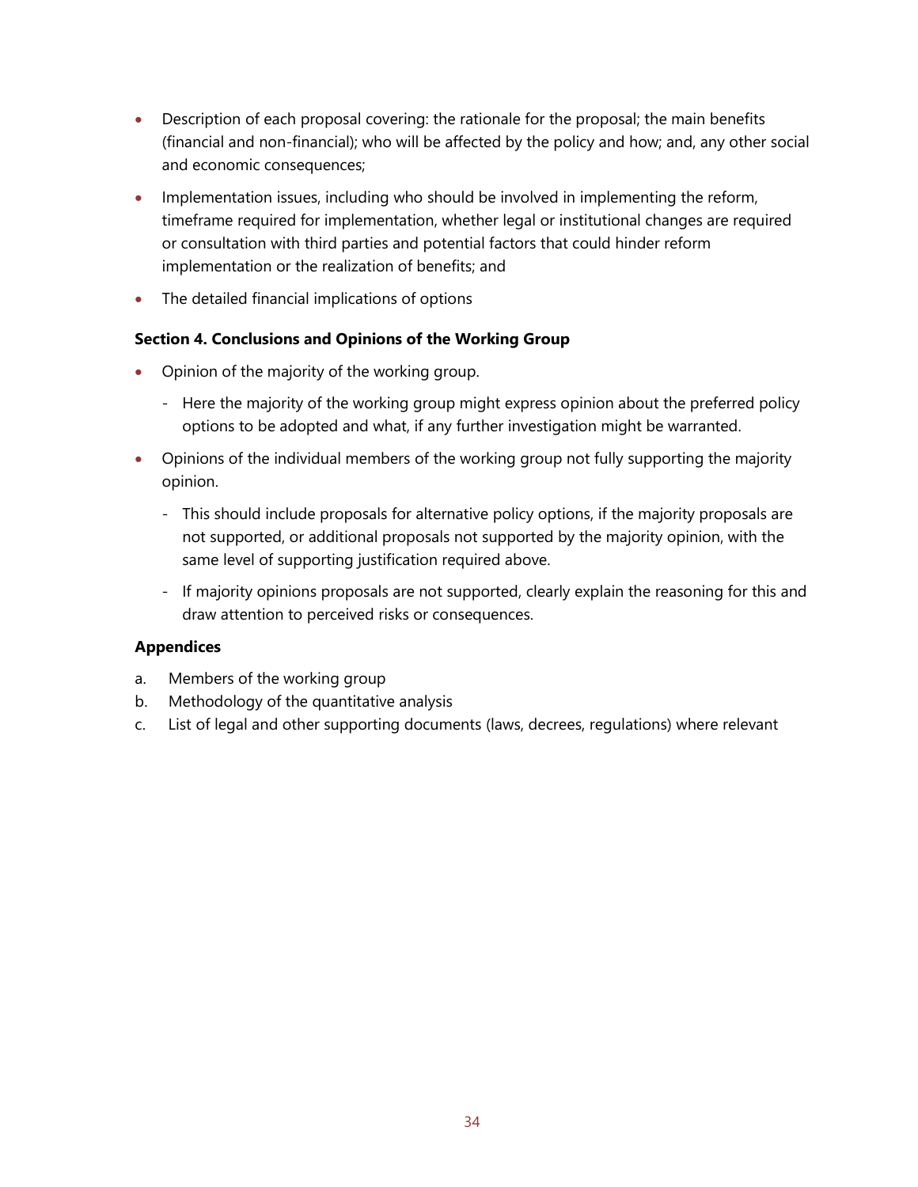- Description of each proposal covering: the rationale for the proposal; the main benefits (financial and non-financial); who will be affected by the policy and how; and, any other social and economic consequences;
- Implementation issues, including who should be involved in implementing the reform, timeframe required for implementation, whether legal or institutional changes are required or consultation with third parties and potential factors that could hinder reform implementation or the realization of benefits; and
- The detailed financial implications of options

**Section 4. Conclusions and Opinions of the Working Group**

- Opinion of the majority of the working group.
  - Here the majority of the working group might express opinion about the preferred policy options to be adopted and what, if any further investigation might be warranted.
- Opinions of the individual members of the working group not fully supporting the majority opinion.
  - This should include proposals for alternative policy options, if the majority proposals are not supported, or additional proposals not supported by the majority opinion, with the same level of supporting justification required above.
  - If majority opinions proposals are not supported, clearly explain the reasoning for this and draw attention to perceived risks or consequences.

**Appendices**

a. Members of the working group
b. Methodology of the quantitative analysis
c. List of legal and other supporting documents (laws, decrees, regulations) where relevant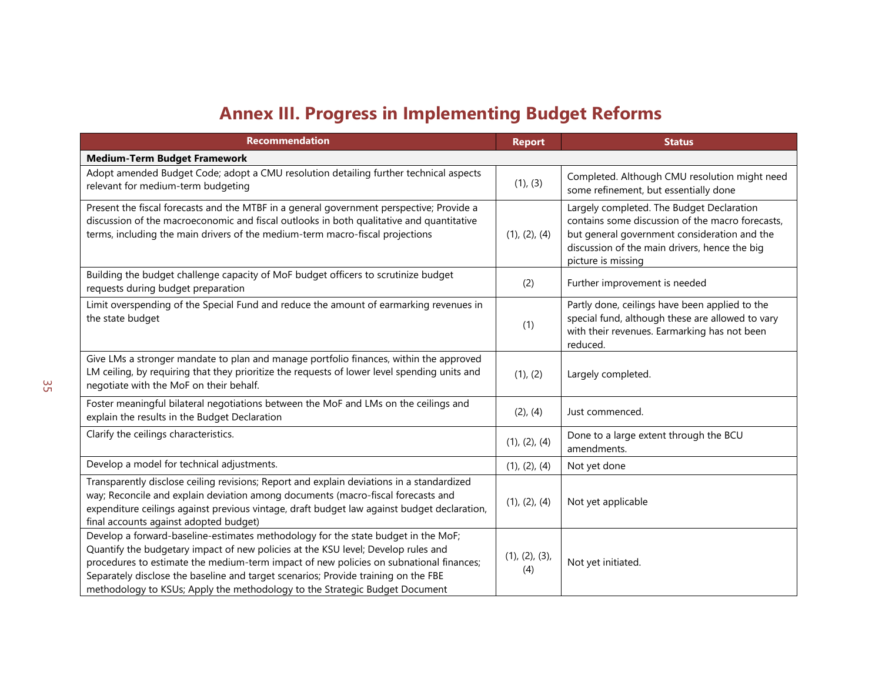# Annex III. Progress in Implementing Budget Reforms

| Recommendation | Report | Status |
|---|---|---|
| **Medium-Term Budget Framework** | | |
| Adopt amended Budget Code; adopt a CMU resolution detailing further technical aspects relevant for medium-term budgeting | (1), (3) | Completed. Although CMU resolution might need some refinement, but essentially done |
| Present the fiscal forecasts and the MTBF in a general government perspective; Provide a discussion of the macroeconomic and fiscal outlooks in both qualitative and quantitative terms, including the main drivers of the medium-term macro-fiscal projections | (1), (2), (4) | Largely completed. The Budget Declaration contains some discussion of the macro forecasts, but general government consideration and the discussion of the main drivers, hence the big picture is missing |
| Building the budget challenge capacity of MoF budget officers to scrutinize budget requests during budget preparation | (2) | Further improvement is needed |
| Limit overspending of the Special Fund and reduce the amount of earmarking revenues in the state budget | (1) | Partly done, ceilings have been applied to the special fund, although these are allowed to vary with their revenues. Earmarking has not been reduced. |
| Give LMs a stronger mandate to plan and manage portfolio finances, within the approved LM ceiling, by requiring that they prioritize the requests of lower level spending units and negotiate with the MoF on their behalf. | (1), (2) | Largely completed. |
| Foster meaningful bilateral negotiations between the MoF and LMs on the ceilings and explain the results in the Budget Declaration | (2), (4) | Just commenced. |
| Clarify the ceilings characteristics. | (1), (2), (4) | Done to a large extent through the BCU amendments. |
| Develop a model for technical adjustments. | (1), (2), (4) | Not yet done |
| Transparently disclose ceiling revisions; Report and explain deviations in a standardized way; Reconcile and explain deviation among documents (macro-fiscal forecasts and expenditure ceilings against previous vintage, draft budget law against budget declaration, final accounts against adopted budget) | (1), (2), (4) | Not yet applicable |
| Develop a forward-baseline-estimates methodology for the state budget in the MoF; Quantify the budgetary impact of new policies at the KSU level; Develop rules and procedures to estimate the medium-term impact of new policies on subnational finances; Separately disclose the baseline and target scenarios; Provide training on the FBE methodology to KSUs; Apply the methodology to the Strategic Budget Document | (1), (2), (3), (4) | Not yet initiated. |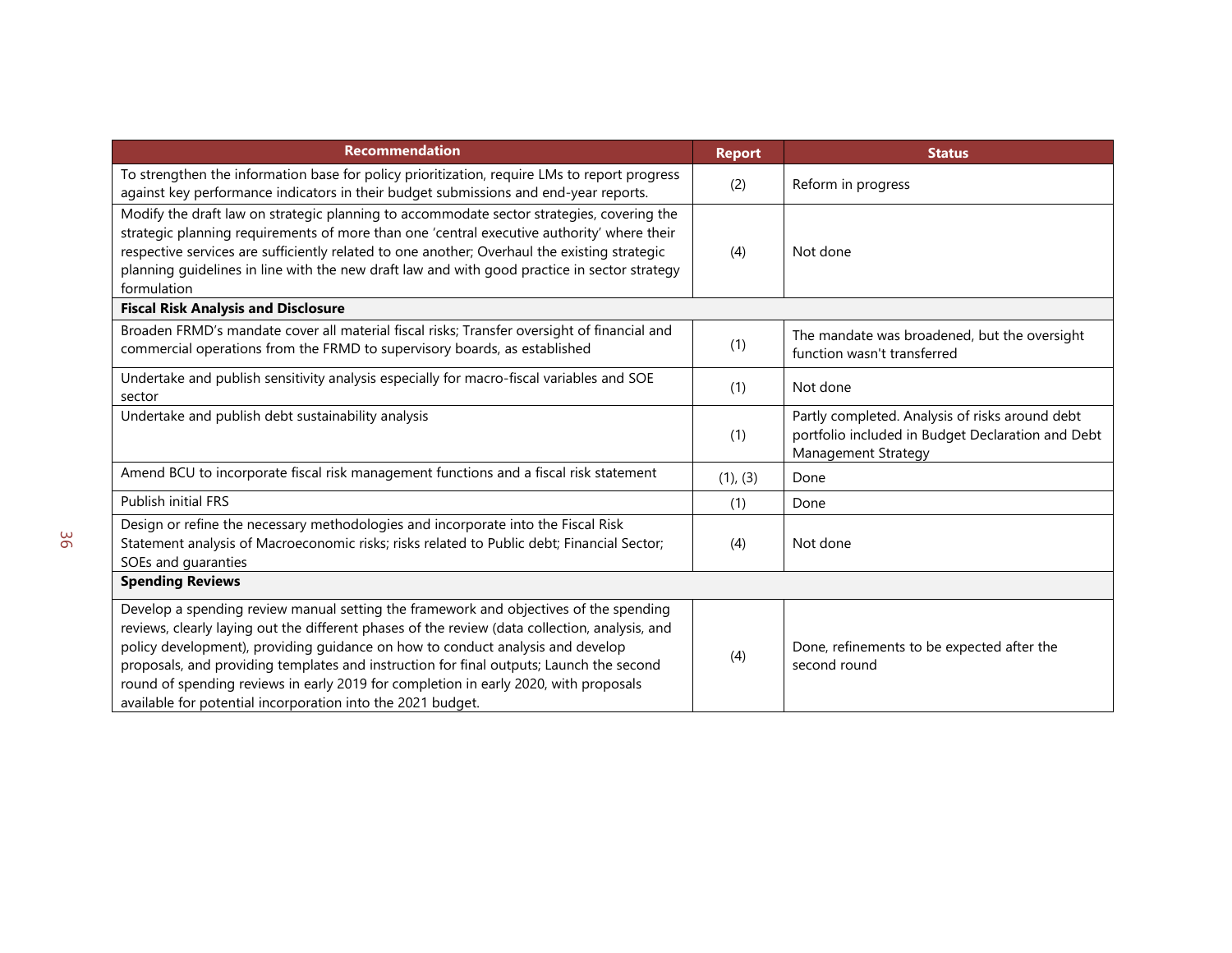| Recommendation | Report | Status |
|---|---|---|
| To strengthen the information base for policy prioritization, require LMs to report progress against key performance indicators in their budget submissions and end-year reports. | (2) | Reform in progress |
| Modify the draft law on strategic planning to accommodate sector strategies, covering the strategic planning requirements of more than one 'central executive authority' where their respective services are sufficiently related to one another; Overhaul the existing strategic planning guidelines in line with the new draft law and with good practice in sector strategy formulation | (4) | Not done |
| **Fiscal Risk Analysis and Disclosure** | | |
| Broaden FRMD's mandate cover all material fiscal risks; Transfer oversight of financial and commercial operations from the FRMD to supervisory boards, as established | (1) | The mandate was broadened, but the oversight function wasn't transferred |
| Undertake and publish sensitivity analysis especially for macro-fiscal variables and SOE sector | (1) | Not done |
| Undertake and publish debt sustainability analysis | (1) | Partly completed. Analysis of risks around debt portfolio included in Budget Declaration and Debt Management Strategy |
| Amend BCU to incorporate fiscal risk management functions and a fiscal risk statement | (1), (3) | Done |
| Publish initial FRS | (1) | Done |
| Design or refine the necessary methodologies and incorporate into the Fiscal Risk Statement analysis of Macroeconomic risks; risks related to Public debt; Financial Sector; SOEs and guaranties | (4) | Not done |
| **Spending Reviews** | | |
| Develop a spending review manual setting the framework and objectives of the spending reviews, clearly laying out the different phases of the review (data collection, analysis, and policy development), providing guidance on how to conduct analysis and develop proposals, and providing templates and instruction for final outputs; Launch the second round of spending reviews in early 2019 for completion in early 2020, with proposals available for potential incorporation into the 2021 budget. | (4) | Done, refinements to be expected after the second round |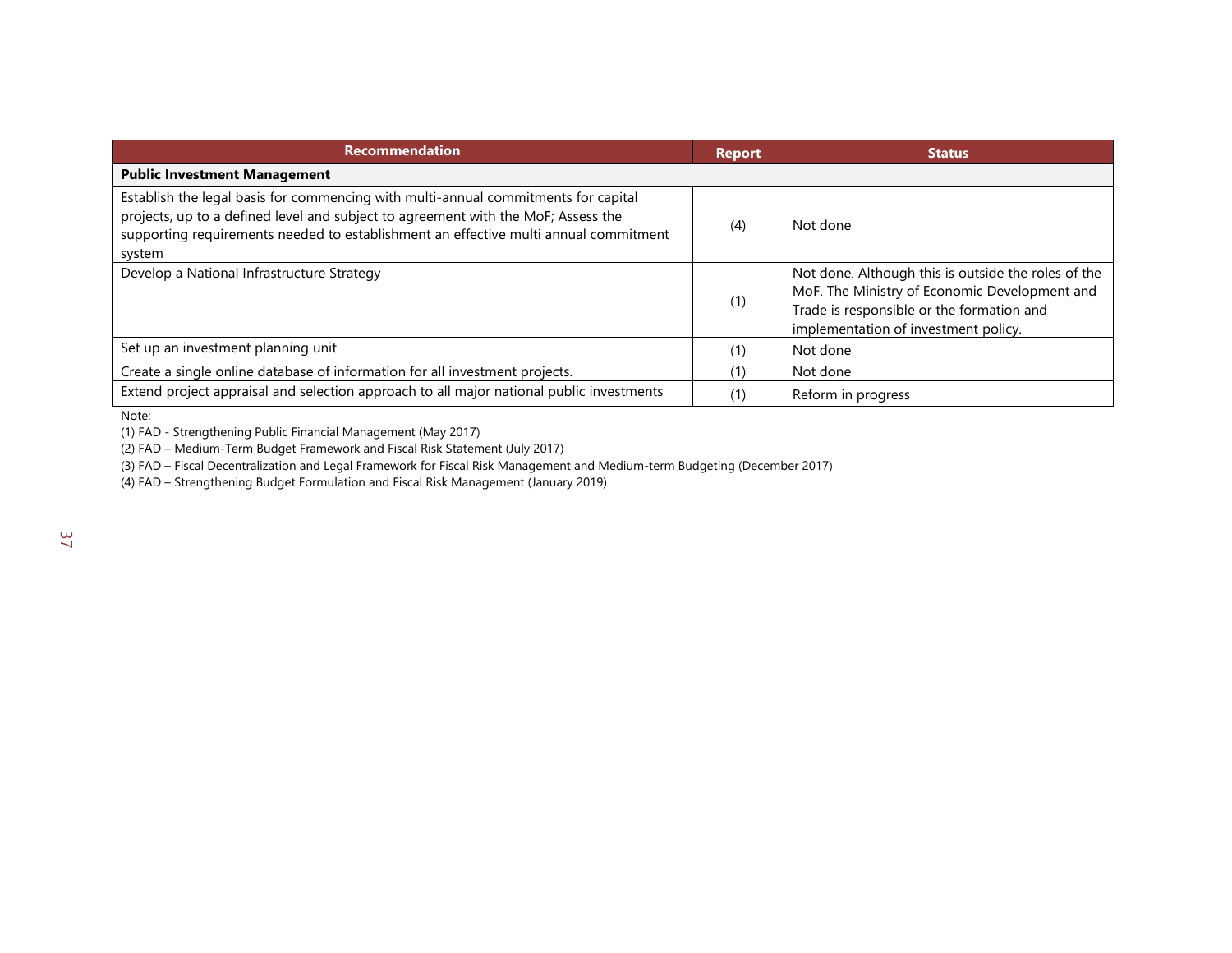| Recommendation | Report | Status |
|---|---|---|
| **Public Investment Management** | | |
| Establish the legal basis for commencing with multi-annual commitments for capital projects, up to a defined level and subject to agreement with the MoF; Assess the supporting requirements needed to establishment an effective multi annual commitment system | (4) | Not done |
| Develop a National Infrastructure Strategy | (1) | Not done. Although this is outside the roles of the MoF. The Ministry of Economic Development and Trade is responsible or the formation and implementation of investment policy. |
| Set up an investment planning unit | (1) | Not done |
| Create a single online database of information for all investment projects. | (1) | Not done |
| Extend project appraisal and selection approach to all major national public investments | (1) | Reform in progress |

Note:

(1) FAD - Strengthening Public Financial Management (May 2017)

(2) FAD – Medium-Term Budget Framework and Fiscal Risk Statement (July 2017)

(3) FAD – Fiscal Decentralization and Legal Framework for Fiscal Risk Management and Medium-term Budgeting (December 2017)

(4) FAD – Strengthening Budget Formulation and Fiscal Risk Management (January 2019)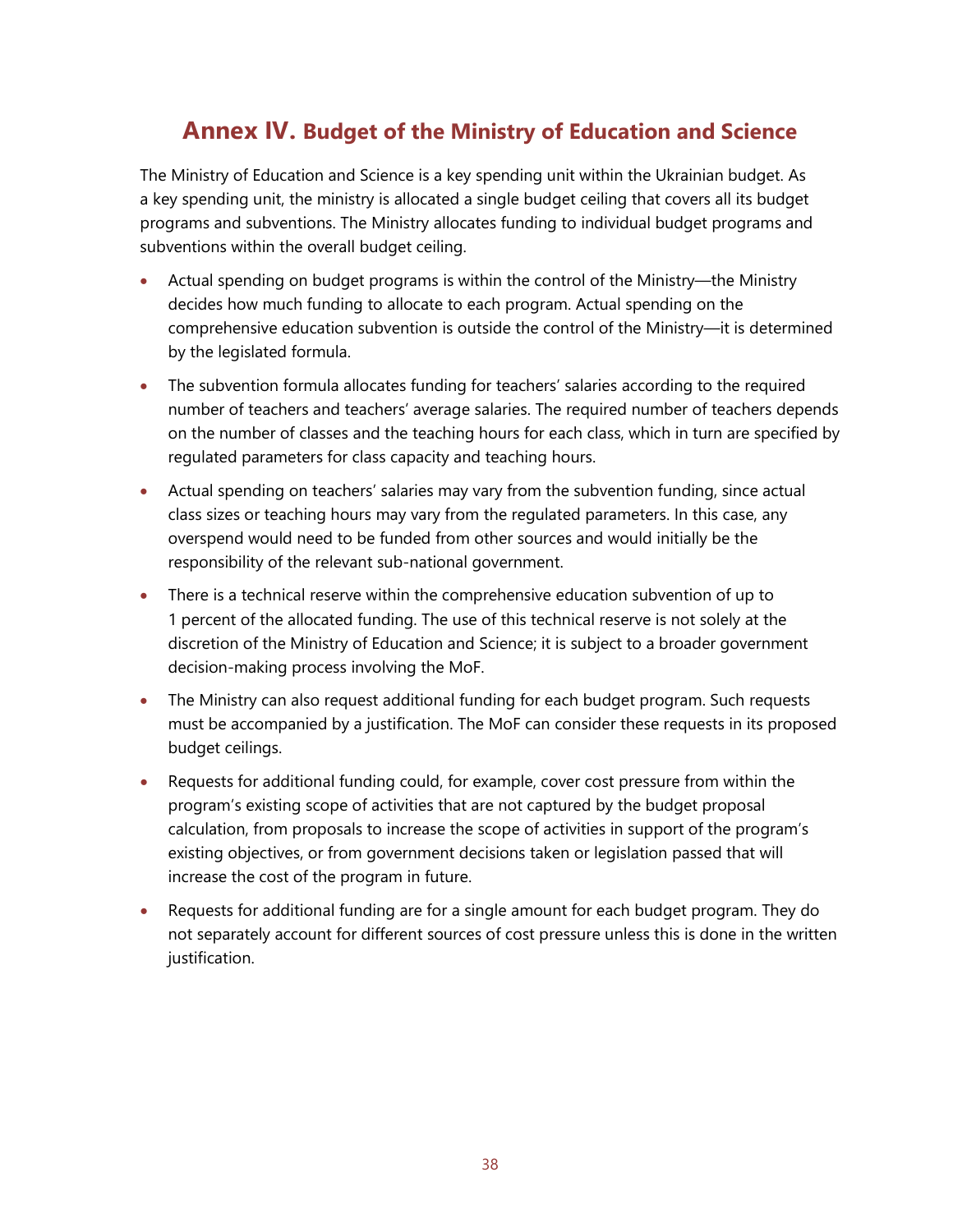# Annex IV. Budget of the Ministry of Education and Science

The Ministry of Education and Science is a key spending unit within the Ukrainian budget. As a key spending unit, the ministry is allocated a single budget ceiling that covers all its budget programs and subventions. The Ministry allocates funding to individual budget programs and subventions within the overall budget ceiling.

- Actual spending on budget programs is within the control of the Ministry—the Ministry decides how much funding to allocate to each program. Actual spending on the comprehensive education subvention is outside the control of the Ministry—it is determined by the legislated formula.
- The subvention formula allocates funding for teachers' salaries according to the required number of teachers and teachers' average salaries. The required number of teachers depends on the number of classes and the teaching hours for each class, which in turn are specified by regulated parameters for class capacity and teaching hours.
- Actual spending on teachers' salaries may vary from the subvention funding, since actual class sizes or teaching hours may vary from the regulated parameters. In this case, any overspend would need to be funded from other sources and would initially be the responsibility of the relevant sub-national government.
- There is a technical reserve within the comprehensive education subvention of up to 1 percent of the allocated funding. The use of this technical reserve is not solely at the discretion of the Ministry of Education and Science; it is subject to a broader government decision-making process involving the MoF.
- The Ministry can also request additional funding for each budget program. Such requests must be accompanied by a justification. The MoF can consider these requests in its proposed budget ceilings.
- Requests for additional funding could, for example, cover cost pressure from within the program's existing scope of activities that are not captured by the budget proposal calculation, from proposals to increase the scope of activities in support of the program's existing objectives, or from government decisions taken or legislation passed that will increase the cost of the program in future.
- Requests for additional funding are for a single amount for each budget program. They do not separately account for different sources of cost pressure unless this is done in the written justification.